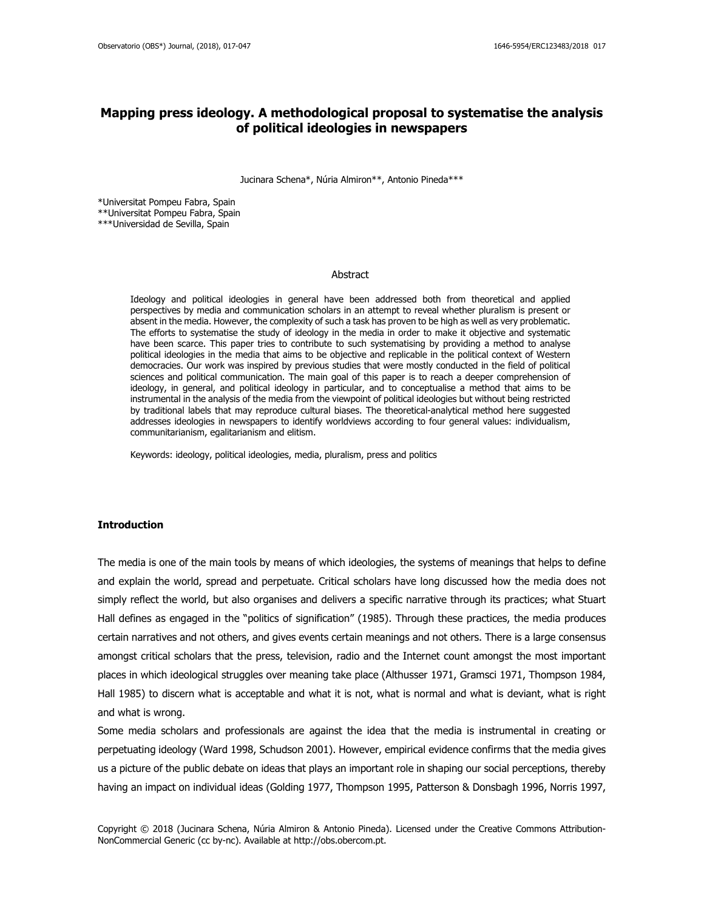# Mapping press ideology. A methodological proposal to systematise the analysis of political ideologies in newspapers

Jucinara Schena*, Núria Almiron**, Antonio Pineda***

*Universitat Pompeu Fabra, Spain
**Universitat Pompeu Fabra, Spain
***Universidad de Sevilla, Spain

## Abstract

Ideology and political ideologies in general have been addressed both from theoretical and applied perspectives by media and communication scholars in an attempt to reveal whether pluralism is present or absent in the media. However, the complexity of such a task has proven to be high as well as very problematic. The efforts to systematise the study of ideology in the media in order to make it objective and systematic have been scarce. This paper tries to contribute to such systematising by providing a method to analyse political ideologies in the media that aims to be objective and replicable in the political context of Western democracies. Our work was inspired by previous studies that were mostly conducted in the field of political sciences and political communication. The main goal of this paper is to reach a deeper comprehension of ideology, in general, and political ideology in particular, and to conceptualise a method that aims to be instrumental in the analysis of the media from the viewpoint of political ideologies but without being restricted by traditional labels that may reproduce cultural biases. The theoretical-analytical method here suggested addresses ideologies in newspapers to identify worldviews according to four general values: individualism, communitarianism, egalitarianism and elitism.

Keywords: ideology, political ideologies, media, pluralism, press and politics

## Introduction

The media is one of the main tools by means of which ideologies, the systems of meanings that helps to define and explain the world, spread and perpetuate. Critical scholars have long discussed how the media does not simply reflect the world, but also organises and delivers a specific narrative through its practices; what Stuart Hall defines as engaged in the "politics of signification" (1985). Through these practices, the media produces certain narratives and not others, and gives events certain meanings and not others. There is a large consensus amongst critical scholars that the press, television, radio and the Internet count amongst the most important places in which ideological struggles over meaning take place (Althusser 1971, Gramsci 1971, Thompson 1984, Hall 1985) to discern what is acceptable and what it is not, what is normal and what is deviant, what is right and what is wrong.

Some media scholars and professionals are against the idea that the media is instrumental in creating or perpetuating ideology (Ward 1998, Schudson 2001). However, empirical evidence confirms that the media gives us a picture of the public debate on ideas that plays an important role in shaping our social perceptions, thereby having an impact on individual ideas (Golding 1977, Thompson 1995, Patterson & Donsbagh 1996, Norris 1997,

Copyright © 2018 (Jucinara Schena, Núria Almiron & Antonio Pineda). Licensed under the Creative Commons Attribution-NonCommercial Generic (cc by-nc). Available at http://obs.obercom.pt.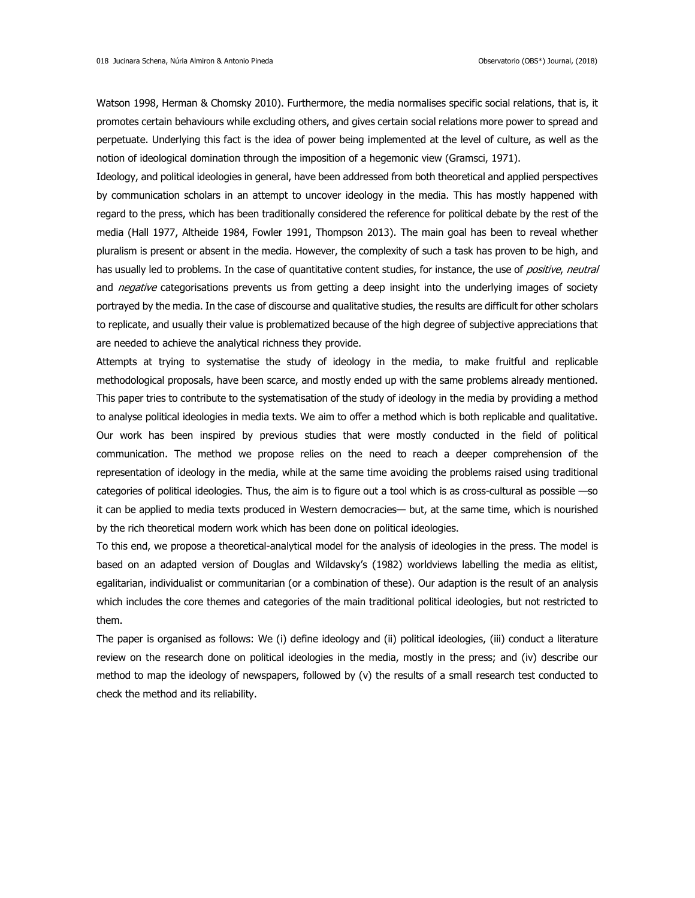Watson 1998, Herman & Chomsky 2010). Furthermore, the media normalises specific social relations, that is, it promotes certain behaviours while excluding others, and gives certain social relations more power to spread and perpetuate. Underlying this fact is the idea of power being implemented at the level of culture, as well as the notion of ideological domination through the imposition of a hegemonic view (Gramsci, 1971).

Ideology, and political ideologies in general, have been addressed from both theoretical and applied perspectives by communication scholars in an attempt to uncover ideology in the media. This has mostly happened with regard to the press, which has been traditionally considered the reference for political debate by the rest of the media (Hall 1977, Altheide 1984, Fowler 1991, Thompson 2013). The main goal has been to reveal whether pluralism is present or absent in the media. However, the complexity of such a task has proven to be high, and has usually led to problems. In the case of quantitative content studies, for instance, the use of *positive*, *neutral* and *negative* categorisations prevents us from getting a deep insight into the underlying images of society portrayed by the media. In the case of discourse and qualitative studies, the results are difficult for other scholars to replicate, and usually their value is problematized because of the high degree of subjective appreciations that are needed to achieve the analytical richness they provide.

Attempts at trying to systematise the study of ideology in the media, to make fruitful and replicable methodological proposals, have been scarce, and mostly ended up with the same problems already mentioned. This paper tries to contribute to the systematisation of the study of ideology in the media by providing a method to analyse political ideologies in media texts. We aim to offer a method which is both replicable and qualitative. Our work has been inspired by previous studies that were mostly conducted in the field of political communication. The method we propose relies on the need to reach a deeper comprehension of the representation of ideology in the media, while at the same time avoiding the problems raised using traditional categories of political ideologies. Thus, the aim is to figure out a tool which is as cross-cultural as possible —so it can be applied to media texts produced in Western democracies— but, at the same time, which is nourished by the rich theoretical modern work which has been done on political ideologies.

To this end, we propose a theoretical-analytical model for the analysis of ideologies in the press. The model is based on an adapted version of Douglas and Wildavsky's (1982) worldviews labelling the media as elitist, egalitarian, individualist or communitarian (or a combination of these). Our adaption is the result of an analysis which includes the core themes and categories of the main traditional political ideologies, but not restricted to them.

The paper is organised as follows: We (i) define ideology and (ii) political ideologies, (iii) conduct a literature review on the research done on political ideologies in the media, mostly in the press; and (iv) describe our method to map the ideology of newspapers, followed by (v) the results of a small research test conducted to check the method and its reliability.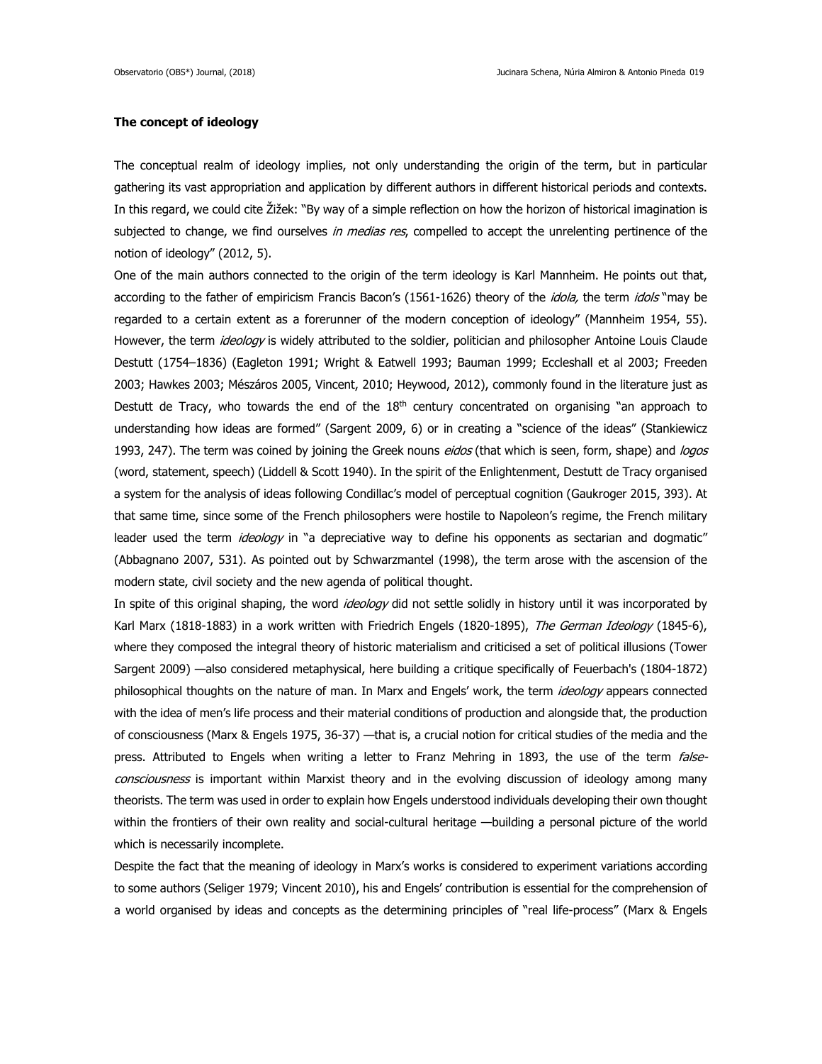**The concept of ideology**

The conceptual realm of ideology implies, not only understanding the origin of the term, but in particular gathering its vast appropriation and application by different authors in different historical periods and contexts. In this regard, we could cite Žižek: "By way of a simple reflection on how the horizon of historical imagination is subjected to change, we find ourselves *in medias res*, compelled to accept the unrelenting pertinence of the notion of ideology" (2012, 5).

One of the main authors connected to the origin of the term ideology is Karl Mannheim. He points out that, according to the father of empiricism Francis Bacon's (1561-1626) theory of the *idola,* the term *idols* "may be regarded to a certain extent as a forerunner of the modern conception of ideology" (Mannheim 1954, 55). However, the term *ideology* is widely attributed to the soldier, politician and philosopher Antoine Louis Claude Destutt (1754–1836) (Eagleton 1991; Wright & Eatwell 1993; Bauman 1999; Eccleshall et al 2003; Freeden 2003; Hawkes 2003; Mészáros 2005, Vincent, 2010; Heywood, 2012), commonly found in the literature just as Destutt de Tracy, who towards the end of the 18th century concentrated on organising "an approach to understanding how ideas are formed" (Sargent 2009, 6) or in creating a "science of the ideas" (Stankiewicz 1993, 247). The term was coined by joining the Greek nouns *eidos* (that which is seen, form, shape) and *logos* (word, statement, speech) (Liddell & Scott 1940). In the spirit of the Enlightenment, Destutt de Tracy organised a system for the analysis of ideas following Condillac's model of perceptual cognition (Gaukroger 2015, 393). At that same time, since some of the French philosophers were hostile to Napoleon's regime, the French military leader used the term *ideology* in "a depreciative way to define his opponents as sectarian and dogmatic" (Abbagnano 2007, 531). As pointed out by Schwarzmantel (1998), the term arose with the ascension of the modern state, civil society and the new agenda of political thought.

In spite of this original shaping, the word *ideology* did not settle solidly in history until it was incorporated by Karl Marx (1818-1883) in a work written with Friedrich Engels (1820-1895), *The German Ideology* (1845-6), where they composed the integral theory of historic materialism and criticised a set of political illusions (Tower Sargent 2009) —also considered metaphysical, here building a critique specifically of Feuerbach's (1804-1872) philosophical thoughts on the nature of man. In Marx and Engels' work, the term *ideology* appears connected with the idea of men's life process and their material conditions of production and alongside that, the production of consciousness (Marx & Engels 1975, 36-37) —that is, a crucial notion for critical studies of the media and the press. Attributed to Engels when writing a letter to Franz Mehring in 1893, the use of the term *false-consciousness* is important within Marxist theory and in the evolving discussion of ideology among many theorists. The term was used in order to explain how Engels understood individuals developing their own thought within the frontiers of their own reality and social-cultural heritage —building a personal picture of the world which is necessarily incomplete.

Despite the fact that the meaning of ideology in Marx's works is considered to experiment variations according to some authors (Seliger 1979; Vincent 2010), his and Engels' contribution is essential for the comprehension of a world organised by ideas and concepts as the determining principles of "real life-process" (Marx & Engels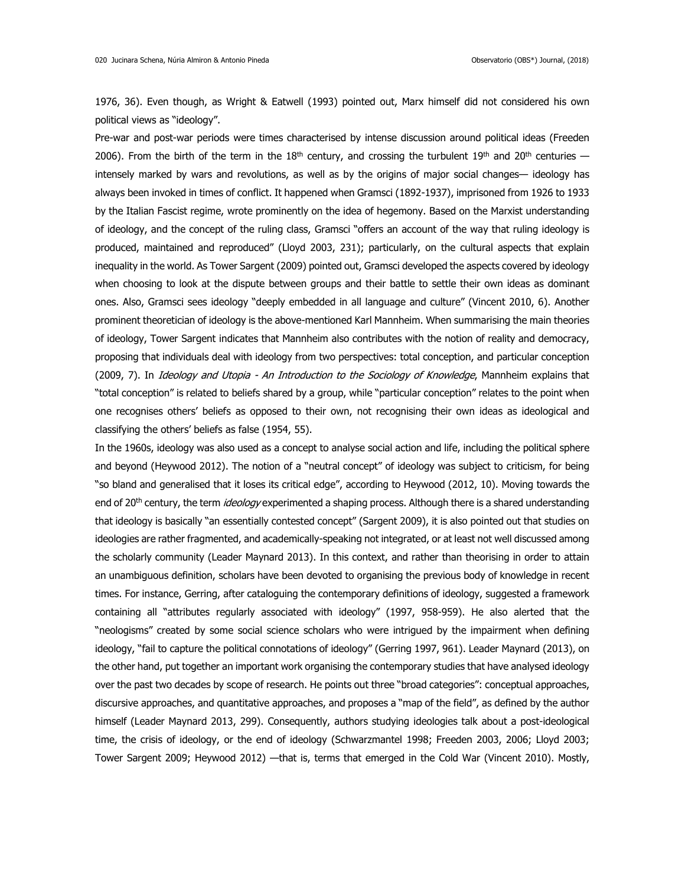1976, 36). Even though, as Wright & Eatwell (1993) pointed out, Marx himself did not considered his own political views as "ideology".

Pre-war and post-war periods were times characterised by intense discussion around political ideas (Freeden 2006). From the birth of the term in the 18th century, and crossing the turbulent 19th and 20th centuries — intensely marked by wars and revolutions, as well as by the origins of major social changes— ideology has always been invoked in times of conflict. It happened when Gramsci (1892-1937), imprisoned from 1926 to 1933 by the Italian Fascist regime, wrote prominently on the idea of hegemony. Based on the Marxist understanding of ideology, and the concept of the ruling class, Gramsci "offers an account of the way that ruling ideology is produced, maintained and reproduced" (Lloyd 2003, 231); particularly, on the cultural aspects that explain inequality in the world. As Tower Sargent (2009) pointed out, Gramsci developed the aspects covered by ideology when choosing to look at the dispute between groups and their battle to settle their own ideas as dominant ones. Also, Gramsci sees ideology "deeply embedded in all language and culture" (Vincent 2010, 6). Another prominent theoretician of ideology is the above-mentioned Karl Mannheim. When summarising the main theories of ideology, Tower Sargent indicates that Mannheim also contributes with the notion of reality and democracy, proposing that individuals deal with ideology from two perspectives: total conception, and particular conception (2009, 7). In *Ideology and Utopia - An Introduction to the Sociology of Knowledge*, Mannheim explains that "total conception" is related to beliefs shared by a group, while "particular conception" relates to the point when one recognises others' beliefs as opposed to their own, not recognising their own ideas as ideological and classifying the others' beliefs as false (1954, 55).

In the 1960s, ideology was also used as a concept to analyse social action and life, including the political sphere and beyond (Heywood 2012). The notion of a "neutral concept" of ideology was subject to criticism, for being "so bland and generalised that it loses its critical edge", according to Heywood (2012, 10). Moving towards the end of 20th century, the term *ideology* experimented a shaping process. Although there is a shared understanding that ideology is basically "an essentially contested concept" (Sargent 2009), it is also pointed out that studies on ideologies are rather fragmented, and academically-speaking not integrated, or at least not well discussed among the scholarly community (Leader Maynard 2013). In this context, and rather than theorising in order to attain an unambiguous definition, scholars have been devoted to organising the previous body of knowledge in recent times. For instance, Gerring, after cataloguing the contemporary definitions of ideology, suggested a framework containing all "attributes regularly associated with ideology" (1997, 958-959). He also alerted that the "neologisms" created by some social science scholars who were intrigued by the impairment when defining ideology, "fail to capture the political connotations of ideology" (Gerring 1997, 961). Leader Maynard (2013), on the other hand, put together an important work organising the contemporary studies that have analysed ideology over the past two decades by scope of research. He points out three "broad categories": conceptual approaches, discursive approaches, and quantitative approaches, and proposes a "map of the field", as defined by the author himself (Leader Maynard 2013, 299). Consequently, authors studying ideologies talk about a post-ideological time, the crisis of ideology, or the end of ideology (Schwarzmantel 1998; Freeden 2003, 2006; Lloyd 2003; Tower Sargent 2009; Heywood 2012) —that is, terms that emerged in the Cold War (Vincent 2010). Mostly,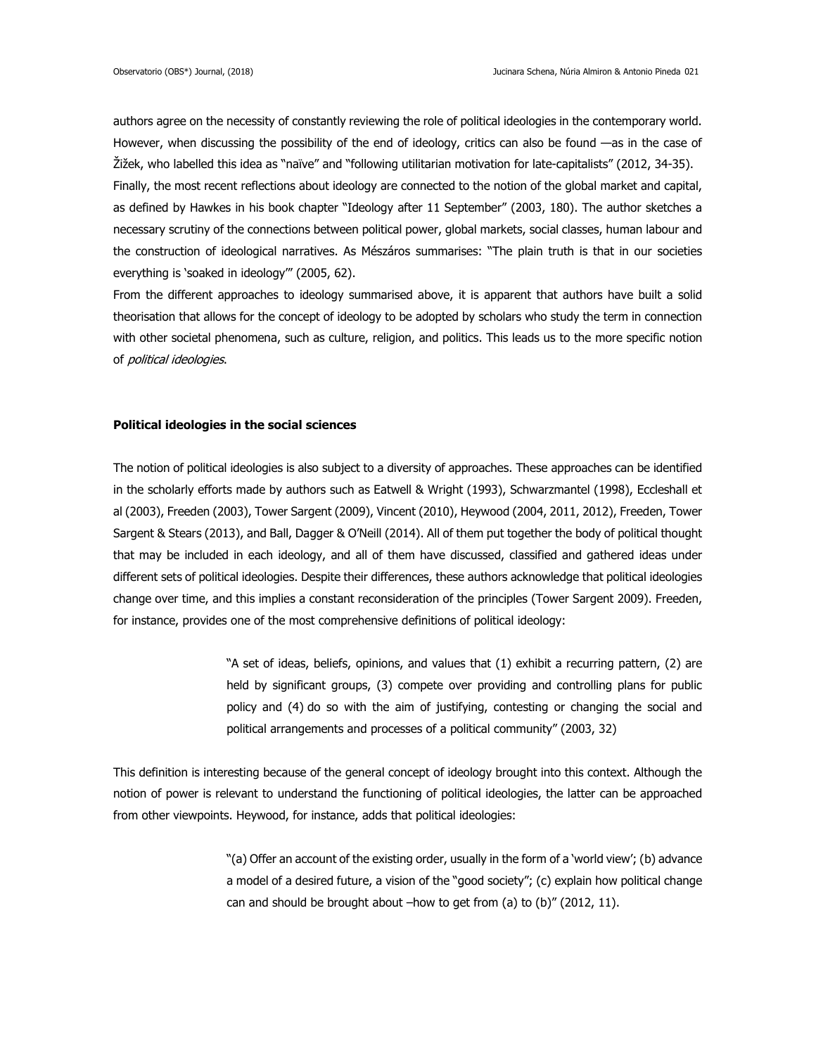authors agree on the necessity of constantly reviewing the role of political ideologies in the contemporary world. However, when discussing the possibility of the end of ideology, critics can also be found —as in the case of Žižek, who labelled this idea as "naïve" and "following utilitarian motivation for late-capitalists" (2012, 34-35).

Finally, the most recent reflections about ideology are connected to the notion of the global market and capital, as defined by Hawkes in his book chapter "Ideology after 11 September" (2003, 180). The author sketches a necessary scrutiny of the connections between political power, global markets, social classes, human labour and the construction of ideological narratives. As Mészáros summarises: "The plain truth is that in our societies everything is 'soaked in ideology'" (2005, 62).

From the different approaches to ideology summarised above, it is apparent that authors have built a solid theorisation that allows for the concept of ideology to be adopted by scholars who study the term in connection with other societal phenomena, such as culture, religion, and politics. This leads us to the more specific notion of *political ideologies*.

**Political ideologies in the social sciences**

The notion of political ideologies is also subject to a diversity of approaches. These approaches can be identified in the scholarly efforts made by authors such as Eatwell & Wright (1993), Schwarzmantel (1998), Eccleshall et al (2003), Freeden (2003), Tower Sargent (2009), Vincent (2010), Heywood (2004, 2011, 2012), Freeden, Tower Sargent & Stears (2013), and Ball, Dagger & O'Neill (2014). All of them put together the body of political thought that may be included in each ideology, and all of them have discussed, classified and gathered ideas under different sets of political ideologies. Despite their differences, these authors acknowledge that political ideologies change over time, and this implies a constant reconsideration of the principles (Tower Sargent 2009). Freeden, for instance, provides one of the most comprehensive definitions of political ideology:

> "A set of ideas, beliefs, opinions, and values that (1) exhibit a recurring pattern, (2) are held by significant groups, (3) compete over providing and controlling plans for public policy and (4) do so with the aim of justifying, contesting or changing the social and political arrangements and processes of a political community" (2003, 32)

This definition is interesting because of the general concept of ideology brought into this context. Although the notion of power is relevant to understand the functioning of political ideologies, the latter can be approached from other viewpoints. Heywood, for instance, adds that political ideologies:

> "(a) Offer an account of the existing order, usually in the form of a 'world view'; (b) advance a model of a desired future, a vision of the "good society"; (c) explain how political change can and should be brought about –how to get from (a) to (b)" (2012, 11).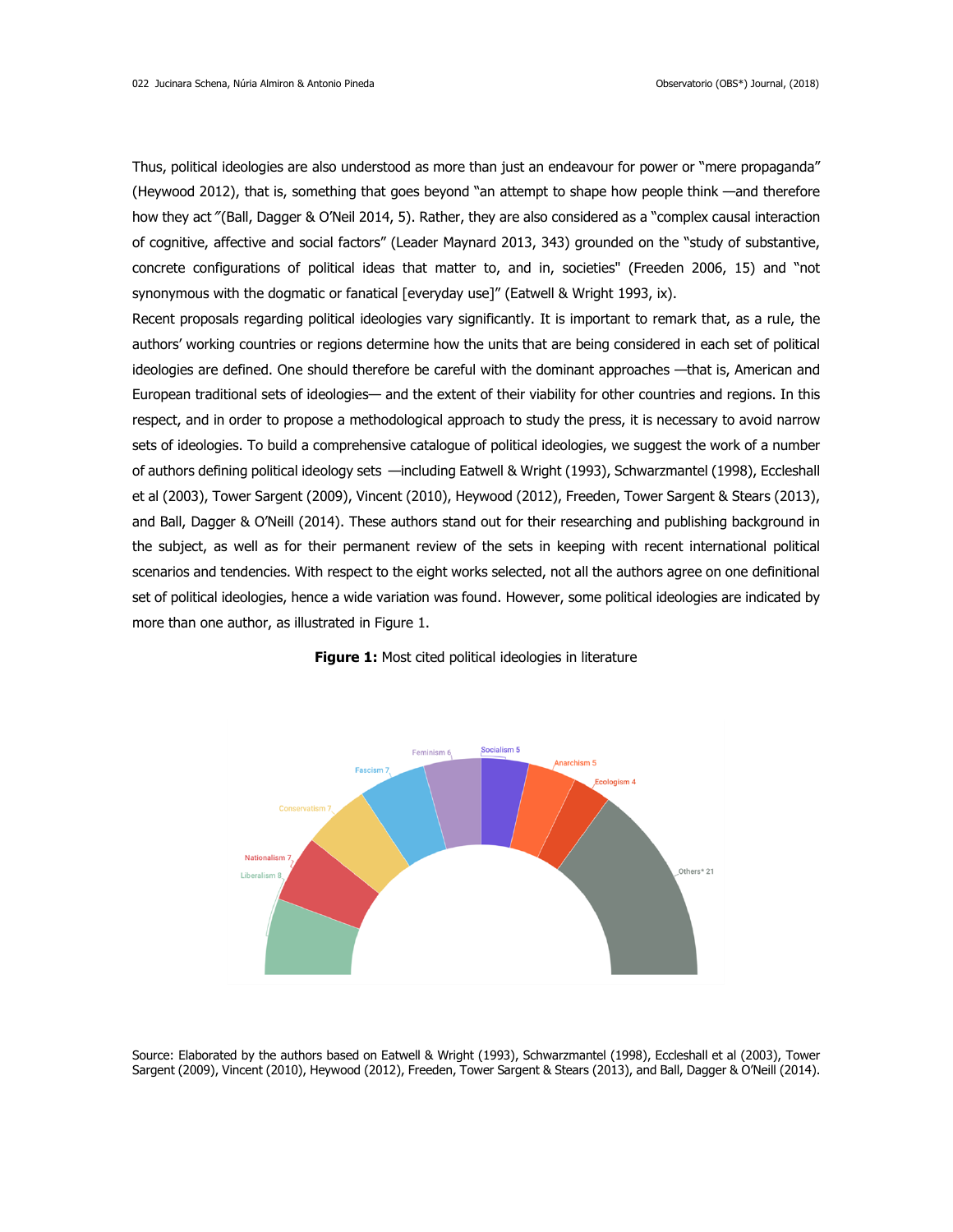Thus, political ideologies are also understood as more than just an endeavour for power or "mere propaganda" (Heywood 2012), that is, something that goes beyond "an attempt to shape how people think —and therefore how they act "(Ball, Dagger & O'Neil 2014, 5). Rather, they are also considered as a "complex causal interaction of cognitive, affective and social factors" (Leader Maynard 2013, 343) grounded on the "study of substantive, concrete configurations of political ideas that matter to, and in, societies" (Freeden 2006, 15) and "not synonymous with the dogmatic or fanatical [everyday use]" (Eatwell & Wright 1993, ix).

Recent proposals regarding political ideologies vary significantly. It is important to remark that, as a rule, the authors' working countries or regions determine how the units that are being considered in each set of political ideologies are defined. One should therefore be careful with the dominant approaches —that is, American and European traditional sets of ideologies— and the extent of their viability for other countries and regions. In this respect, and in order to propose a methodological approach to study the press, it is necessary to avoid narrow sets of ideologies. To build a comprehensive catalogue of political ideologies, we suggest the work of a number of authors defining political ideology sets —including Eatwell & Wright (1993), Schwarzmantel (1998), Eccleshall et al (2003), Tower Sargent (2009), Vincent (2010), Heywood (2012), Freeden, Tower Sargent & Stears (2013), and Ball, Dagger & O'Neill (2014). These authors stand out for their researching and publishing background in the subject, as well as for their permanent review of the sets in keeping with recent international political scenarios and tendencies. With respect to the eight works selected, not all the authors agree on one definitional set of political ideologies, hence a wide variation was found. However, some political ideologies are indicated by more than one author, as illustrated in Figure 1.

**Figure 1:** Most cited political ideologies in literature

Liberalism 8, Nationalism 7, Conservatism 7, Fascism 7, Feminism 6, Socialism 5, Anarchism 5, Ecologism 4, Others* 21

Source: Elaborated by the authors based on Eatwell & Wright (1993), Schwarzmantel (1998), Eccleshall et al (2003), Tower Sargent (2009), Vincent (2010), Heywood (2012), Freeden, Tower Sargent & Stears (2013), and Ball, Dagger & O'Neill (2014).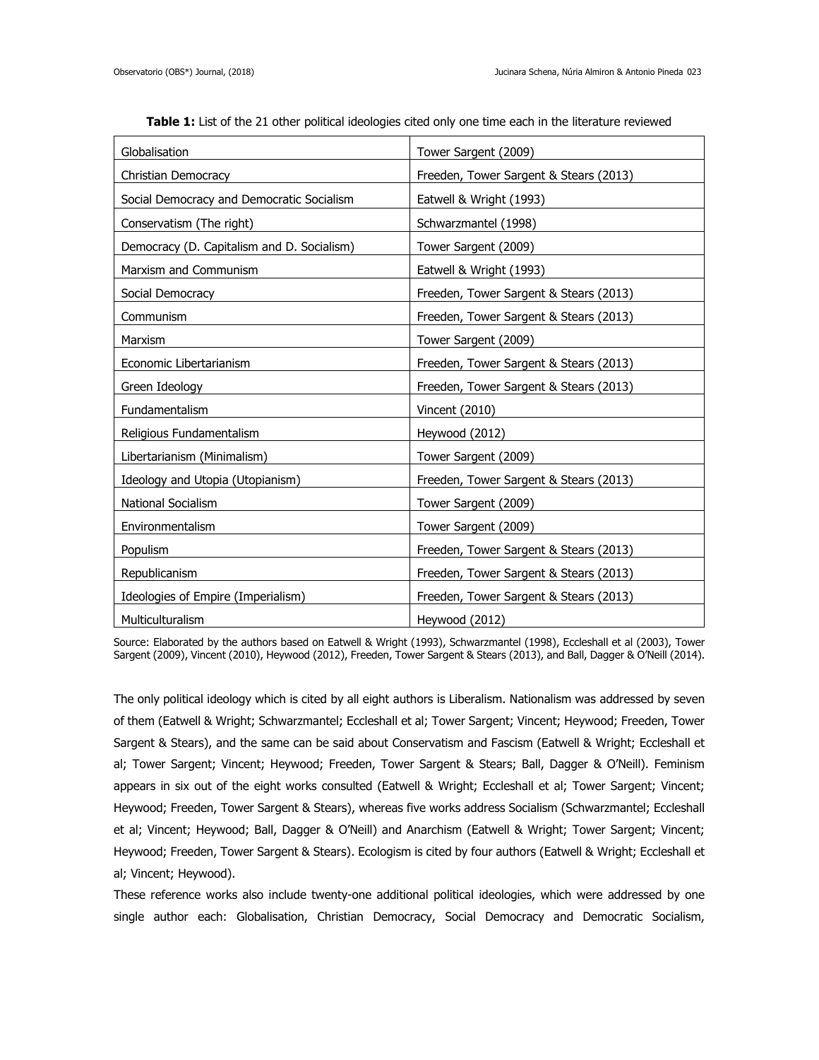**Table 1:** List of the 21 other political ideologies cited only one time each in the literature reviewed

| | |
|---|---|
| Globalisation | Tower Sargent (2009) |
| Christian Democracy | Freeden, Tower Sargent & Stears (2013) |
| Social Democracy and Democratic Socialism | Eatwell & Wright (1993) |
| Conservatism (The right) | Schwarzmantel (1998) |
| Democracy (D. Capitalism and D. Socialism) | Tower Sargent (2009) |
| Marxism and Communism | Eatwell & Wright (1993) |
| Social Democracy | Freeden, Tower Sargent & Stears (2013) |
| Communism | Freeden, Tower Sargent & Stears (2013) |
| Marxism | Tower Sargent (2009) |
| Economic Libertarianism | Freeden, Tower Sargent & Stears (2013) |
| Green Ideology | Freeden, Tower Sargent & Stears (2013) |
| Fundamentalism | Vincent (2010) |
| Religious Fundamentalism | Heywood (2012) |
| Libertarianism (Minimalism) | Tower Sargent (2009) |
| Ideology and Utopia (Utopianism) | Freeden, Tower Sargent & Stears (2013) |
| National Socialism | Tower Sargent (2009) |
| Environmentalism | Tower Sargent (2009) |
| Populism | Freeden, Tower Sargent & Stears (2013) |
| Republicanism | Freeden, Tower Sargent & Stears (2013) |
| Ideologies of Empire (Imperialism) | Freeden, Tower Sargent & Stears (2013) |
| Multiculturalism | Heywood (2012) |

Source: Elaborated by the authors based on Eatwell & Wright (1993), Schwarzmantel (1998), Eccleshall et al (2003), Tower Sargent (2009), Vincent (2010), Heywood (2012), Freeden, Tower Sargent & Stears (2013), and Ball, Dagger & O'Neill (2014).

The only political ideology which is cited by all eight authors is Liberalism. Nationalism was addressed by seven of them (Eatwell & Wright; Schwarzmantel; Eccleshall et al; Tower Sargent; Vincent; Heywood; Freeden, Tower Sargent & Stears), and the same can be said about Conservatism and Fascism (Eatwell & Wright; Eccleshall et al; Tower Sargent; Vincent; Heywood; Freeden, Tower Sargent & Stears; Ball, Dagger & O'Neill). Feminism appears in six out of the eight works consulted (Eatwell & Wright; Eccleshall et al; Tower Sargent; Vincent; Heywood; Freeden, Tower Sargent & Stears), whereas five works address Socialism (Schwarzmantel; Eccleshall et al; Vincent; Heywood; Ball, Dagger & O'Neill) and Anarchism (Eatwell & Wright; Tower Sargent; Vincent; Heywood; Freeden, Tower Sargent & Stears). Ecologism is cited by four authors (Eatwell & Wright; Eccleshall et al; Vincent; Heywood).

These reference works also include twenty-one additional political ideologies, which were addressed by one single author each: Globalisation, Christian Democracy, Social Democracy and Democratic Socialism,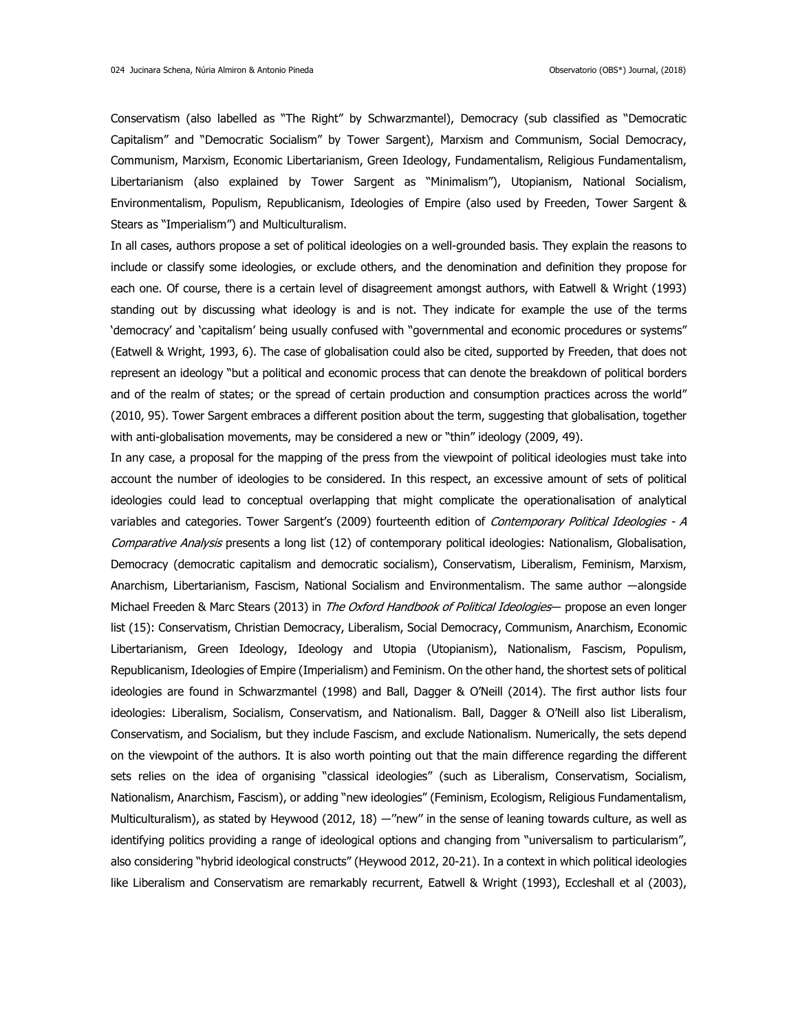Conservatism (also labelled as "The Right" by Schwarzmantel), Democracy (sub classified as "Democratic Capitalism" and "Democratic Socialism" by Tower Sargent), Marxism and Communism, Social Democracy, Communism, Marxism, Economic Libertarianism, Green Ideology, Fundamentalism, Religious Fundamentalism, Libertarianism (also explained by Tower Sargent as "Minimalism"), Utopianism, National Socialism, Environmentalism, Populism, Republicanism, Ideologies of Empire (also used by Freeden, Tower Sargent & Stears as "Imperialism") and Multiculturalism.

In all cases, authors propose a set of political ideologies on a well-grounded basis. They explain the reasons to include or classify some ideologies, or exclude others, and the denomination and definition they propose for each one. Of course, there is a certain level of disagreement amongst authors, with Eatwell & Wright (1993) standing out by discussing what ideology is and is not. They indicate for example the use of the terms 'democracy' and 'capitalism' being usually confused with "governmental and economic procedures or systems" (Eatwell & Wright, 1993, 6). The case of globalisation could also be cited, supported by Freeden, that does not represent an ideology "but a political and economic process that can denote the breakdown of political borders and of the realm of states; or the spread of certain production and consumption practices across the world" (2010, 95). Tower Sargent embraces a different position about the term, suggesting that globalisation, together with anti-globalisation movements, may be considered a new or "thin" ideology (2009, 49).

In any case, a proposal for the mapping of the press from the viewpoint of political ideologies must take into account the number of ideologies to be considered. In this respect, an excessive amount of sets of political ideologies could lead to conceptual overlapping that might complicate the operationalisation of analytical variables and categories. Tower Sargent's (2009) fourteenth edition of *Contemporary Political Ideologies - A Comparative Analysis* presents a long list (12) of contemporary political ideologies: Nationalism, Globalisation, Democracy (democratic capitalism and democratic socialism), Conservatism, Liberalism, Feminism, Marxism, Anarchism, Libertarianism, Fascism, National Socialism and Environmentalism. The same author —alongside Michael Freeden & Marc Stears (2013) in *The Oxford Handbook of Political Ideologies*— propose an even longer list (15): Conservatism, Christian Democracy, Liberalism, Social Democracy, Communism, Anarchism, Economic Libertarianism, Green Ideology, Ideology and Utopia (Utopianism), Nationalism, Fascism, Populism, Republicanism, Ideologies of Empire (Imperialism) and Feminism. On the other hand, the shortest sets of political ideologies are found in Schwarzmantel (1998) and Ball, Dagger & O'Neill (2014). The first author lists four ideologies: Liberalism, Socialism, Conservatism, and Nationalism. Ball, Dagger & O'Neill also list Liberalism, Conservatism, and Socialism, but they include Fascism, and exclude Nationalism. Numerically, the sets depend on the viewpoint of the authors. It is also worth pointing out that the main difference regarding the different sets relies on the idea of organising "classical ideologies" (such as Liberalism, Conservatism, Socialism, Nationalism, Anarchism, Fascism), or adding "new ideologies" (Feminism, Ecologism, Religious Fundamentalism, Multiculturalism), as stated by Heywood (2012, 18) —"new" in the sense of leaning towards culture, as well as identifying politics providing a range of ideological options and changing from "universalism to particularism", also considering "hybrid ideological constructs" (Heywood 2012, 20-21). In a context in which political ideologies like Liberalism and Conservatism are remarkably recurrent, Eatwell & Wright (1993), Eccleshall et al (2003),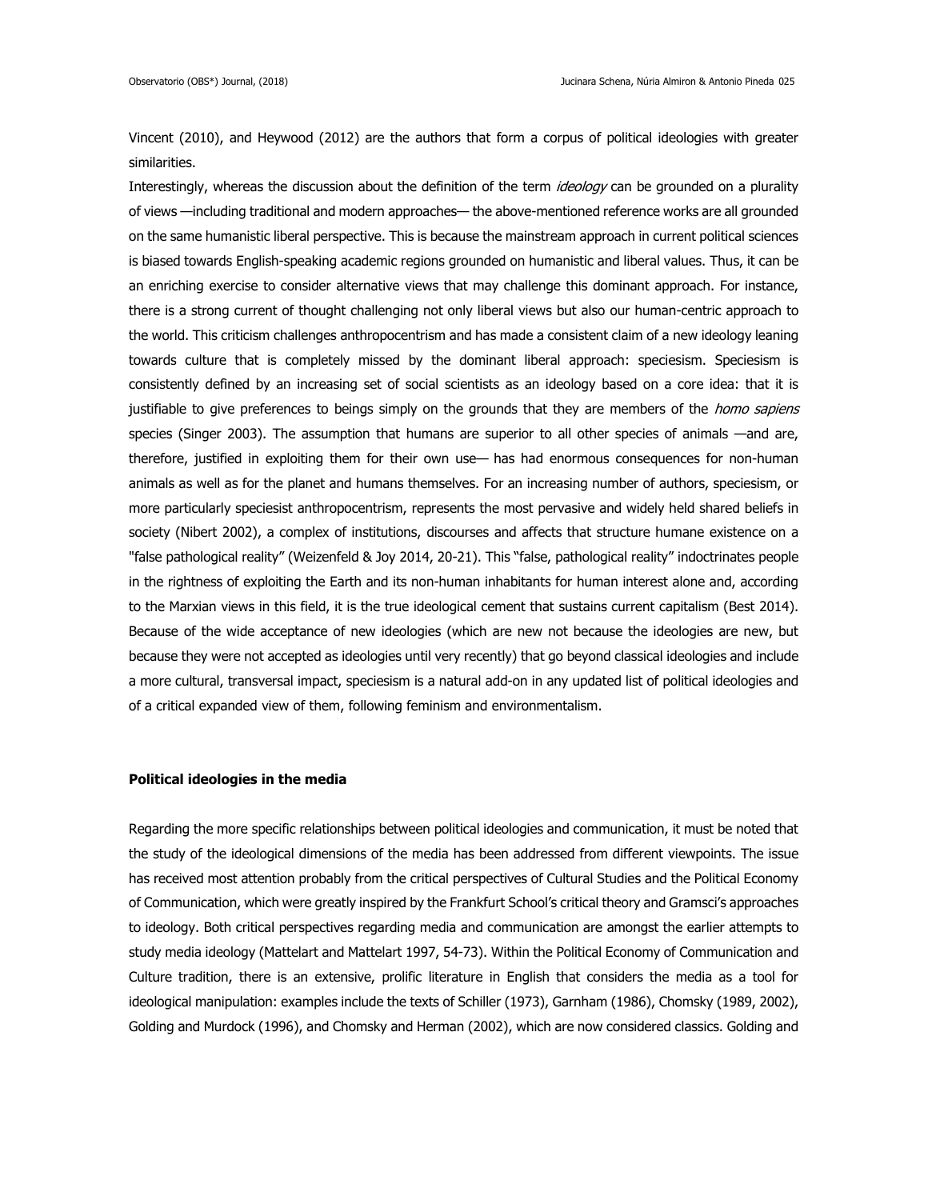Vincent (2010), and Heywood (2012) are the authors that form a corpus of political ideologies with greater similarities.

Interestingly, whereas the discussion about the definition of the term *ideology* can be grounded on a plurality of views —including traditional and modern approaches— the above-mentioned reference works are all grounded on the same humanistic liberal perspective. This is because the mainstream approach in current political sciences is biased towards English-speaking academic regions grounded on humanistic and liberal values. Thus, it can be an enriching exercise to consider alternative views that may challenge this dominant approach. For instance, there is a strong current of thought challenging not only liberal views but also our human-centric approach to the world. This criticism challenges anthropocentrism and has made a consistent claim of a new ideology leaning towards culture that is completely missed by the dominant liberal approach: speciesism. Speciesism is consistently defined by an increasing set of social scientists as an ideology based on a core idea: that it is justifiable to give preferences to beings simply on the grounds that they are members of the *homo sapiens* species (Singer 2003). The assumption that humans are superior to all other species of animals —and are, therefore, justified in exploiting them for their own use— has had enormous consequences for non-human animals as well as for the planet and humans themselves. For an increasing number of authors, speciesism, or more particularly speciesist anthropocentrism, represents the most pervasive and widely held shared beliefs in society (Nibert 2002), a complex of institutions, discourses and affects that structure humane existence on a "false pathological reality" (Weizenfeld & Joy 2014, 20-21). This "false, pathological reality" indoctrinates people in the rightness of exploiting the Earth and its non-human inhabitants for human interest alone and, according to the Marxian views in this field, it is the true ideological cement that sustains current capitalism (Best 2014). Because of the wide acceptance of new ideologies (which are new not because the ideologies are new, but because they were not accepted as ideologies until very recently) that go beyond classical ideologies and include a more cultural, transversal impact, speciesism is a natural add-on in any updated list of political ideologies and of a critical expanded view of them, following feminism and environmentalism.

**Political ideologies in the media**

Regarding the more specific relationships between political ideologies and communication, it must be noted that the study of the ideological dimensions of the media has been addressed from different viewpoints. The issue has received most attention probably from the critical perspectives of Cultural Studies and the Political Economy of Communication, which were greatly inspired by the Frankfurt School's critical theory and Gramsci's approaches to ideology. Both critical perspectives regarding media and communication are amongst the earlier attempts to study media ideology (Mattelart and Mattelart 1997, 54-73). Within the Political Economy of Communication and Culture tradition, there is an extensive, prolific literature in English that considers the media as a tool for ideological manipulation: examples include the texts of Schiller (1973), Garnham (1986), Chomsky (1989, 2002), Golding and Murdock (1996), and Chomsky and Herman (2002), which are now considered classics. Golding and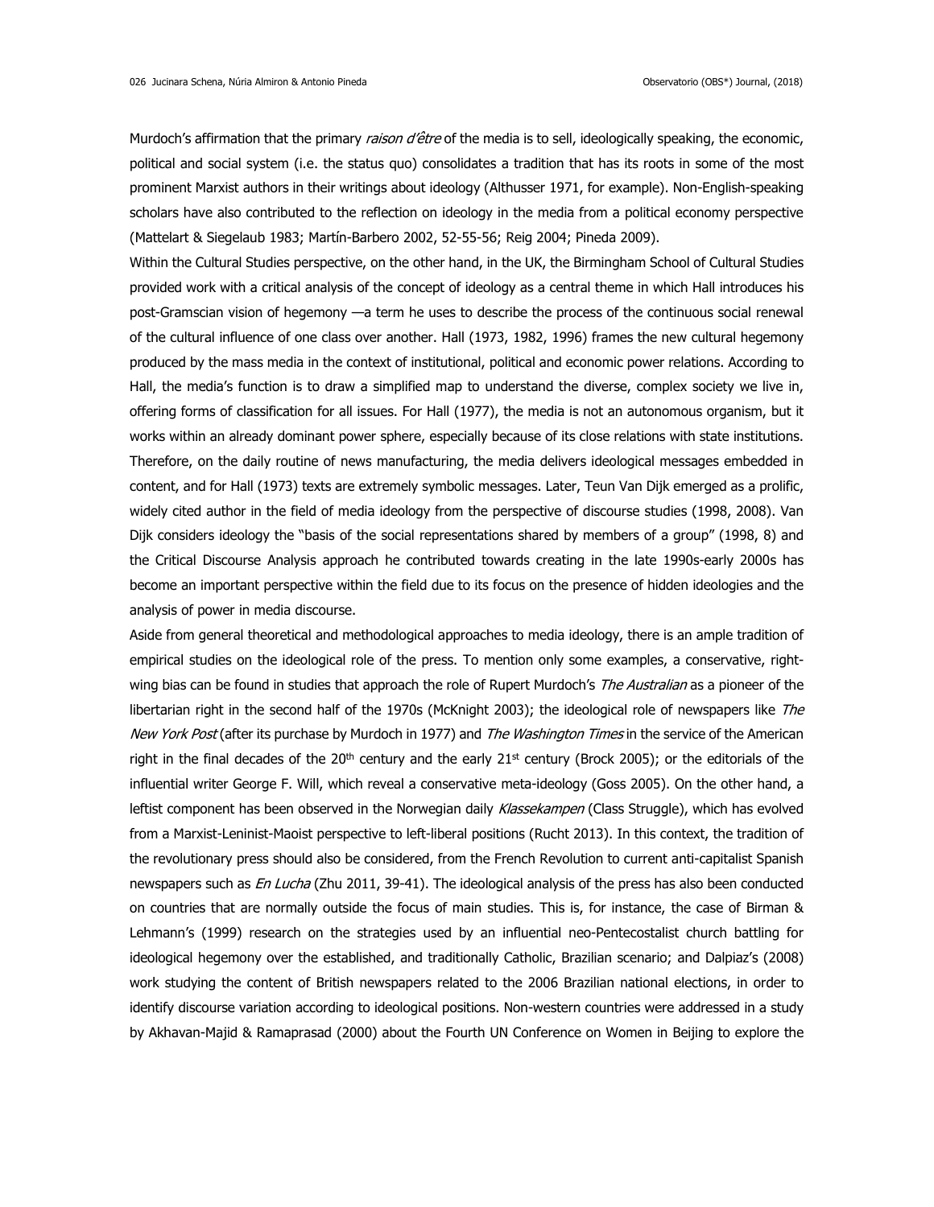Murdoch's affirmation that the primary *raison d'être* of the media is to sell, ideologically speaking, the economic, political and social system (i.e. the status quo) consolidates a tradition that has its roots in some of the most prominent Marxist authors in their writings about ideology (Althusser 1971, for example). Non-English-speaking scholars have also contributed to the reflection on ideology in the media from a political economy perspective (Mattelart & Siegelaub 1983; Martín-Barbero 2002, 52-55-56; Reig 2004; Pineda 2009).

Within the Cultural Studies perspective, on the other hand, in the UK, the Birmingham School of Cultural Studies provided work with a critical analysis of the concept of ideology as a central theme in which Hall introduces his post-Gramscian vision of hegemony —a term he uses to describe the process of the continuous social renewal of the cultural influence of one class over another. Hall (1973, 1982, 1996) frames the new cultural hegemony produced by the mass media in the context of institutional, political and economic power relations. According to Hall, the media's function is to draw a simplified map to understand the diverse, complex society we live in, offering forms of classification for all issues. For Hall (1977), the media is not an autonomous organism, but it works within an already dominant power sphere, especially because of its close relations with state institutions. Therefore, on the daily routine of news manufacturing, the media delivers ideological messages embedded in content, and for Hall (1973) texts are extremely symbolic messages. Later, Teun Van Dijk emerged as a prolific, widely cited author in the field of media ideology from the perspective of discourse studies (1998, 2008). Van Dijk considers ideology the "basis of the social representations shared by members of a group" (1998, 8) and the Critical Discourse Analysis approach he contributed towards creating in the late 1990s-early 2000s has become an important perspective within the field due to its focus on the presence of hidden ideologies and the analysis of power in media discourse.

Aside from general theoretical and methodological approaches to media ideology, there is an ample tradition of empirical studies on the ideological role of the press. To mention only some examples, a conservative, right-wing bias can be found in studies that approach the role of Rupert Murdoch's *The Australian* as a pioneer of the libertarian right in the second half of the 1970s (McKnight 2003); the ideological role of newspapers like *The New York Post* (after its purchase by Murdoch in 1977) and *The Washington Times* in the service of the American right in the final decades of the 20th century and the early 21st century (Brock 2005); or the editorials of the influential writer George F. Will, which reveal a conservative meta-ideology (Goss 2005). On the other hand, a leftist component has been observed in the Norwegian daily *Klassekampen* (Class Struggle), which has evolved from a Marxist-Leninist-Maoist perspective to left-liberal positions (Rucht 2013). In this context, the tradition of the revolutionary press should also be considered, from the French Revolution to current anti-capitalist Spanish newspapers such as *En Lucha* (Zhu 2011, 39-41). The ideological analysis of the press has also been conducted on countries that are normally outside the focus of main studies. This is, for instance, the case of Birman & Lehmann's (1999) research on the strategies used by an influential neo-Pentecostalist church battling for ideological hegemony over the established, and traditionally Catholic, Brazilian scenario; and Dalpiaz's (2008) work studying the content of British newspapers related to the 2006 Brazilian national elections, in order to identify discourse variation according to ideological positions. Non-western countries were addressed in a study by Akhavan-Majid & Ramaprasad (2000) about the Fourth UN Conference on Women in Beijing to explore the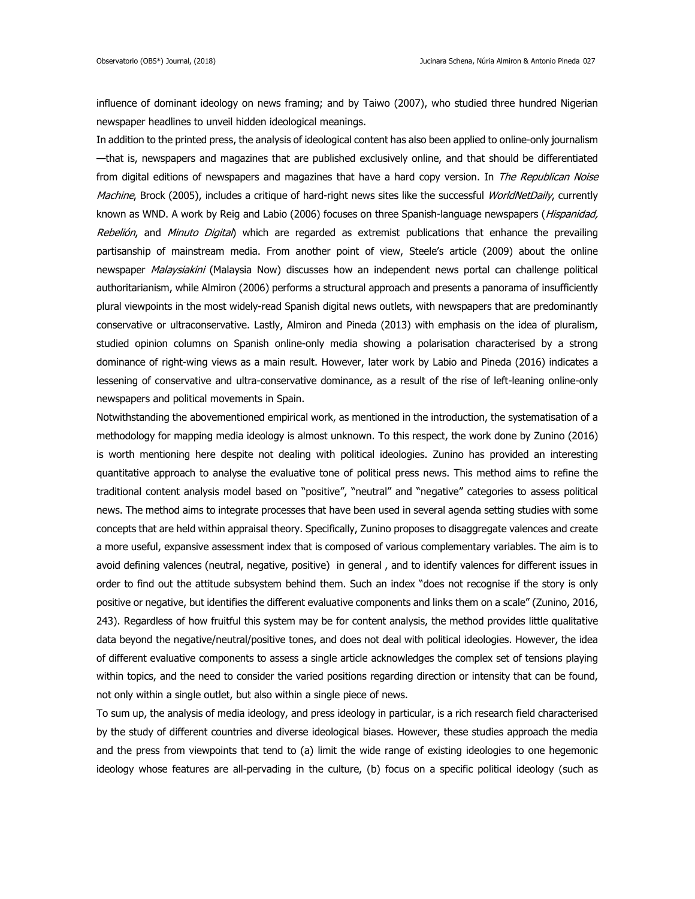influence of dominant ideology on news framing; and by Taiwo (2007), who studied three hundred Nigerian newspaper headlines to unveil hidden ideological meanings.

In addition to the printed press, the analysis of ideological content has also been applied to online-only journalism —that is, newspapers and magazines that are published exclusively online, and that should be differentiated from digital editions of newspapers and magazines that have a hard copy version. In *The Republican Noise Machine*, Brock (2005), includes a critique of hard-right news sites like the successful *WorldNetDaily*, currently known as WND. A work by Reig and Labio (2006) focuses on three Spanish-language newspapers (*Hispanidad, Rebelión*, and *Minuto Digital*) which are regarded as extremist publications that enhance the prevailing partisanship of mainstream media. From another point of view, Steele's article (2009) about the online newspaper *Malaysiakini* (Malaysia Now) discusses how an independent news portal can challenge political authoritarianism, while Almiron (2006) performs a structural approach and presents a panorama of insufficiently plural viewpoints in the most widely-read Spanish digital news outlets, with newspapers that are predominantly conservative or ultraconservative. Lastly, Almiron and Pineda (2013) with emphasis on the idea of pluralism, studied opinion columns on Spanish online-only media showing a polarisation characterised by a strong dominance of right-wing views as a main result. However, later work by Labio and Pineda (2016) indicates a lessening of conservative and ultra-conservative dominance, as a result of the rise of left-leaning online-only newspapers and political movements in Spain.

Notwithstanding the abovementioned empirical work, as mentioned in the introduction, the systematisation of a methodology for mapping media ideology is almost unknown. To this respect, the work done by Zunino (2016) is worth mentioning here despite not dealing with political ideologies. Zunino has provided an interesting quantitative approach to analyse the evaluative tone of political press news. This method aims to refine the traditional content analysis model based on "positive", "neutral" and "negative" categories to assess political news. The method aims to integrate processes that have been used in several agenda setting studies with some concepts that are held within appraisal theory. Specifically, Zunino proposes to disaggregate valences and create a more useful, expansive assessment index that is composed of various complementary variables. The aim is to avoid defining valences (neutral, negative, positive) in general , and to identify valences for different issues in order to find out the attitude subsystem behind them. Such an index "does not recognise if the story is only positive or negative, but identifies the different evaluative components and links them on a scale" (Zunino, 2016, 243). Regardless of how fruitful this system may be for content analysis, the method provides little qualitative data beyond the negative/neutral/positive tones, and does not deal with political ideologies. However, the idea of different evaluative components to assess a single article acknowledges the complex set of tensions playing within topics, and the need to consider the varied positions regarding direction or intensity that can be found, not only within a single outlet, but also within a single piece of news.

To sum up, the analysis of media ideology, and press ideology in particular, is a rich research field characterised by the study of different countries and diverse ideological biases. However, these studies approach the media and the press from viewpoints that tend to (a) limit the wide range of existing ideologies to one hegemonic ideology whose features are all-pervading in the culture, (b) focus on a specific political ideology (such as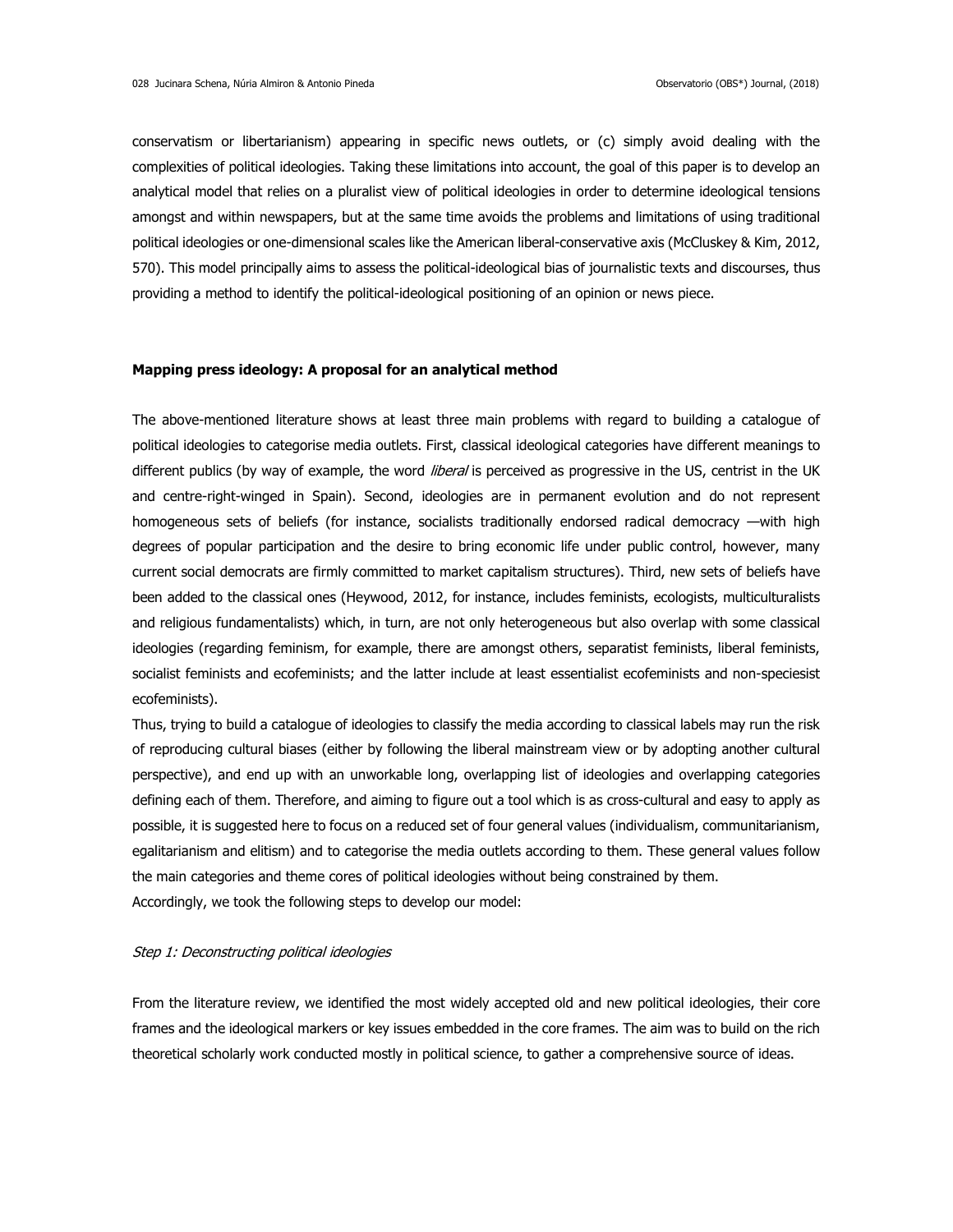conservatism or libertarianism) appearing in specific news outlets, or (c) simply avoid dealing with the complexities of political ideologies. Taking these limitations into account, the goal of this paper is to develop an analytical model that relies on a pluralist view of political ideologies in order to determine ideological tensions amongst and within newspapers, but at the same time avoids the problems and limitations of using traditional political ideologies or one-dimensional scales like the American liberal-conservative axis (McCluskey & Kim, 2012, 570). This model principally aims to assess the political-ideological bias of journalistic texts and discourses, thus providing a method to identify the political-ideological positioning of an opinion or news piece.

## Mapping press ideology: A proposal for an analytical method

The above-mentioned literature shows at least three main problems with regard to building a catalogue of political ideologies to categorise media outlets. First, classical ideological categories have different meanings to different publics (by way of example, the word *liberal* is perceived as progressive in the US, centrist in the UK and centre-right-winged in Spain). Second, ideologies are in permanent evolution and do not represent homogeneous sets of beliefs (for instance, socialists traditionally endorsed radical democracy —with high degrees of popular participation and the desire to bring economic life under public control, however, many current social democrats are firmly committed to market capitalism structures). Third, new sets of beliefs have been added to the classical ones (Heywood, 2012, for instance, includes feminists, ecologists, multiculturalists and religious fundamentalists) which, in turn, are not only heterogeneous but also overlap with some classical ideologies (regarding feminism, for example, there are amongst others, separatist feminists, liberal feminists, socialist feminists and ecofeminists; and the latter include at least essentialist ecofeminists and non-speciesist ecofeminists).

Thus, trying to build a catalogue of ideologies to classify the media according to classical labels may run the risk of reproducing cultural biases (either by following the liberal mainstream view or by adopting another cultural perspective), and end up with an unworkable long, overlapping list of ideologies and overlapping categories defining each of them. Therefore, and aiming to figure out a tool which is as cross-cultural and easy to apply as possible, it is suggested here to focus on a reduced set of four general values (individualism, communitarianism, egalitarianism and elitism) and to categorise the media outlets according to them. These general values follow the main categories and theme cores of political ideologies without being constrained by them.

Accordingly, we took the following steps to develop our model:

### *Step 1: Deconstructing political ideologies*

From the literature review, we identified the most widely accepted old and new political ideologies, their core frames and the ideological markers or key issues embedded in the core frames. The aim was to build on the rich theoretical scholarly work conducted mostly in political science, to gather a comprehensive source of ideas.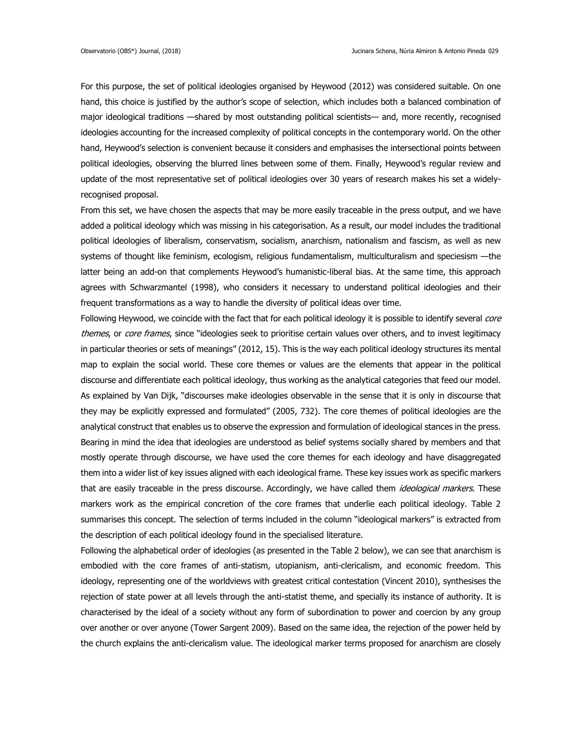For this purpose, the set of political ideologies organised by Heywood (2012) was considered suitable. On one hand, this choice is justified by the author's scope of selection, which includes both a balanced combination of major ideological traditions —shared by most outstanding political scientists— and, more recently, recognised ideologies accounting for the increased complexity of political concepts in the contemporary world. On the other hand, Heywood's selection is convenient because it considers and emphasises the intersectional points between political ideologies, observing the blurred lines between some of them. Finally, Heywood's regular review and update of the most representative set of political ideologies over 30 years of research makes his set a widely-recognised proposal.

From this set, we have chosen the aspects that may be more easily traceable in the press output, and we have added a political ideology which was missing in his categorisation. As a result, our model includes the traditional political ideologies of liberalism, conservatism, socialism, anarchism, nationalism and fascism, as well as new systems of thought like feminism, ecologism, religious fundamentalism, multiculturalism and speciesism —the latter being an add-on that complements Heywood's humanistic-liberal bias. At the same time, this approach agrees with Schwarzmantel (1998), who considers it necessary to understand political ideologies and their frequent transformations as a way to handle the diversity of political ideas over time.

Following Heywood, we coincide with the fact that for each political ideology it is possible to identify several *core themes*, or *core frames*, since "ideologies seek to prioritise certain values over others, and to invest legitimacy in particular theories or sets of meanings" (2012, 15). This is the way each political ideology structures its mental map to explain the social world. These core themes or values are the elements that appear in the political discourse and differentiate each political ideology, thus working as the analytical categories that feed our model. As explained by Van Dijk, "discourses make ideologies observable in the sense that it is only in discourse that they may be explicitly expressed and formulated" (2005, 732). The core themes of political ideologies are the analytical construct that enables us to observe the expression and formulation of ideological stances in the press. Bearing in mind the idea that ideologies are understood as belief systems socially shared by members and that mostly operate through discourse, we have used the core themes for each ideology and have disaggregated them into a wider list of key issues aligned with each ideological frame. These key issues work as specific markers that are easily traceable in the press discourse. Accordingly, we have called them *ideological markers*. These markers work as the empirical concretion of the core frames that underlie each political ideology. Table 2 summarises this concept. The selection of terms included in the column "ideological markers" is extracted from the description of each political ideology found in the specialised literature.

Following the alphabetical order of ideologies (as presented in the Table 2 below), we can see that anarchism is embodied with the core frames of anti-statism, utopianism, anti-clericalism, and economic freedom. This ideology, representing one of the worldviews with greatest critical contestation (Vincent 2010), synthesises the rejection of state power at all levels through the anti-statist theme, and specially its instance of authority. It is characterised by the ideal of a society without any form of subordination to power and coercion by any group over another or over anyone (Tower Sargent 2009). Based on the same idea, the rejection of the power held by the church explains the anti-clericalism value. The ideological marker terms proposed for anarchism are closely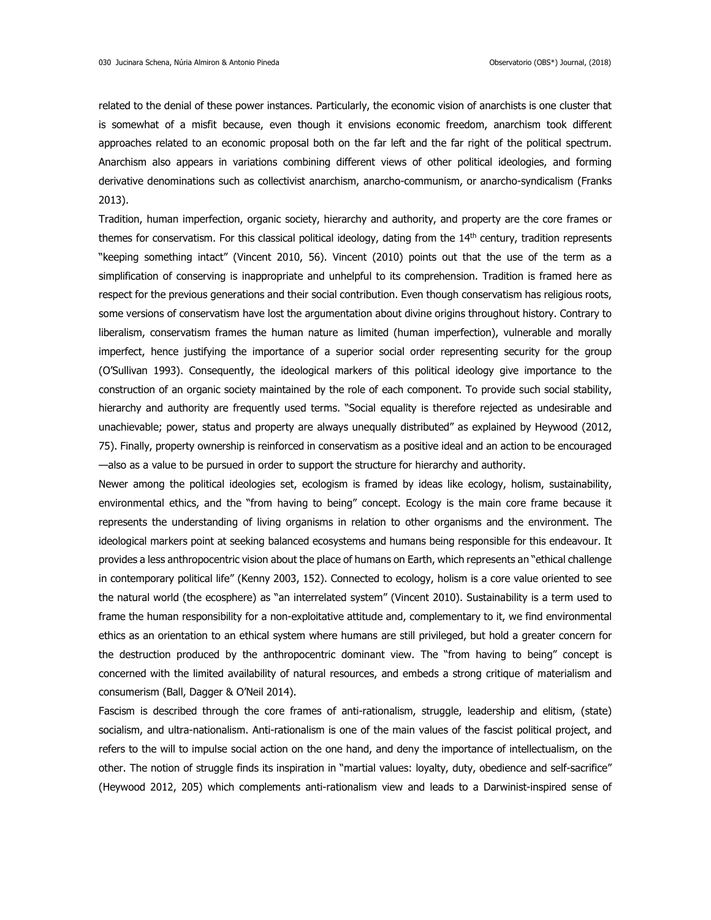related to the denial of these power instances. Particularly, the economic vision of anarchists is one cluster that is somewhat of a misfit because, even though it envisions economic freedom, anarchism took different approaches related to an economic proposal both on the far left and the far right of the political spectrum. Anarchism also appears in variations combining different views of other political ideologies, and forming derivative denominations such as collectivist anarchism, anarcho-communism, or anarcho-syndicalism (Franks 2013).

Tradition, human imperfection, organic society, hierarchy and authority, and property are the core frames or themes for conservatism. For this classical political ideology, dating from the 14th century, tradition represents "keeping something intact" (Vincent 2010, 56). Vincent (2010) points out that the use of the term as a simplification of conserving is inappropriate and unhelpful to its comprehension. Tradition is framed here as respect for the previous generations and their social contribution. Even though conservatism has religious roots, some versions of conservatism have lost the argumentation about divine origins throughout history. Contrary to liberalism, conservatism frames the human nature as limited (human imperfection), vulnerable and morally imperfect, hence justifying the importance of a superior social order representing security for the group (O'Sullivan 1993). Consequently, the ideological markers of this political ideology give importance to the construction of an organic society maintained by the role of each component. To provide such social stability, hierarchy and authority are frequently used terms. "Social equality is therefore rejected as undesirable and unachievable; power, status and property are always unequally distributed" as explained by Heywood (2012, 75). Finally, property ownership is reinforced in conservatism as a positive ideal and an action to be encouraged —also as a value to be pursued in order to support the structure for hierarchy and authority.

Newer among the political ideologies set, ecologism is framed by ideas like ecology, holism, sustainability, environmental ethics, and the "from having to being" concept. Ecology is the main core frame because it represents the understanding of living organisms in relation to other organisms and the environment. The ideological markers point at seeking balanced ecosystems and humans being responsible for this endeavour. It provides a less anthropocentric vision about the place of humans on Earth, which represents an "ethical challenge in contemporary political life" (Kenny 2003, 152). Connected to ecology, holism is a core value oriented to see the natural world (the ecosphere) as "an interrelated system" (Vincent 2010). Sustainability is a term used to frame the human responsibility for a non-exploitative attitude and, complementary to it, we find environmental ethics as an orientation to an ethical system where humans are still privileged, but hold a greater concern for the destruction produced by the anthropocentric dominant view. The "from having to being" concept is concerned with the limited availability of natural resources, and embeds a strong critique of materialism and consumerism (Ball, Dagger & O'Neil 2014).

Fascism is described through the core frames of anti-rationalism, struggle, leadership and elitism, (state) socialism, and ultra-nationalism. Anti-rationalism is one of the main values of the fascist political project, and refers to the will to impulse social action on the one hand, and deny the importance of intellectualism, on the other. The notion of struggle finds its inspiration in "martial values: loyalty, duty, obedience and self-sacrifice" (Heywood 2012, 205) which complements anti-rationalism view and leads to a Darwinist-inspired sense of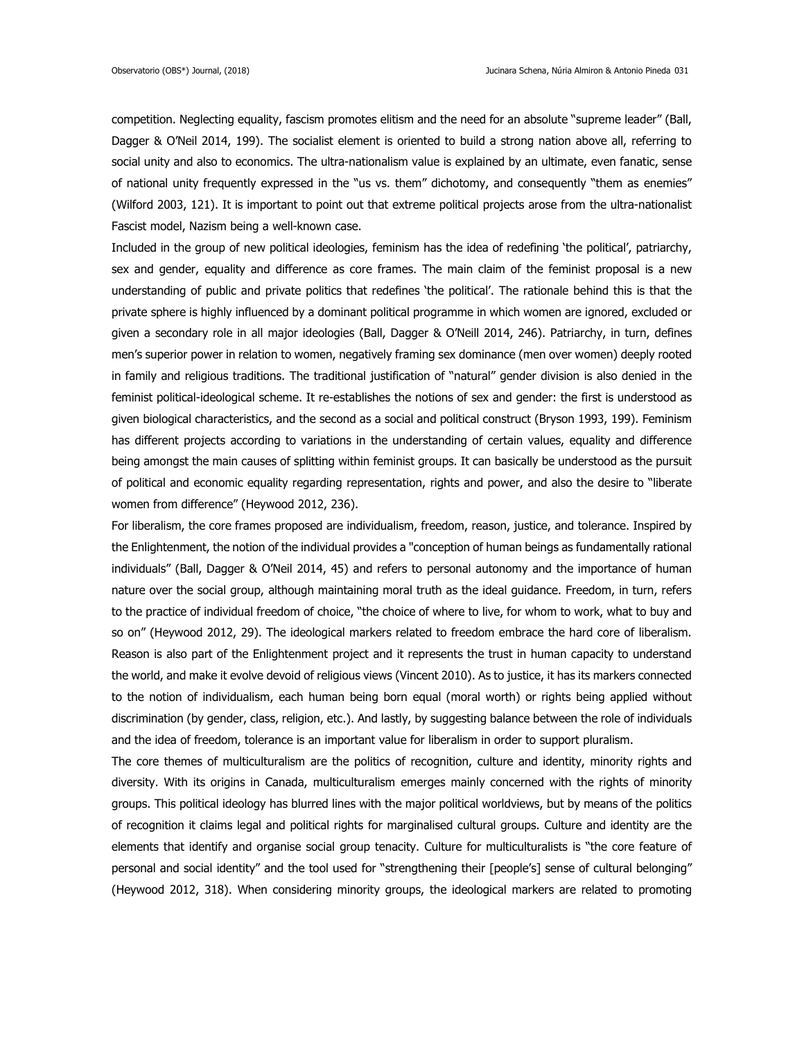competition. Neglecting equality, fascism promotes elitism and the need for an absolute "supreme leader" (Ball, Dagger & O'Neil 2014, 199). The socialist element is oriented to build a strong nation above all, referring to social unity and also to economics. The ultra-nationalism value is explained by an ultimate, even fanatic, sense of national unity frequently expressed in the "us vs. them" dichotomy, and consequently "them as enemies" (Wilford 2003, 121). It is important to point out that extreme political projects arose from the ultra-nationalist Fascist model, Nazism being a well-known case.

Included in the group of new political ideologies, feminism has the idea of redefining 'the political', patriarchy, sex and gender, equality and difference as core frames. The main claim of the feminist proposal is a new understanding of public and private politics that redefines 'the political'. The rationale behind this is that the private sphere is highly influenced by a dominant political programme in which women are ignored, excluded or given a secondary role in all major ideologies (Ball, Dagger & O'Neill 2014, 246). Patriarchy, in turn, defines men's superior power in relation to women, negatively framing sex dominance (men over women) deeply rooted in family and religious traditions. The traditional justification of "natural" gender division is also denied in the feminist political-ideological scheme. It re-establishes the notions of sex and gender: the first is understood as given biological characteristics, and the second as a social and political construct (Bryson 1993, 199). Feminism has different projects according to variations in the understanding of certain values, equality and difference being amongst the main causes of splitting within feminist groups. It can basically be understood as the pursuit of political and economic equality regarding representation, rights and power, and also the desire to "liberate women from difference" (Heywood 2012, 236).

For liberalism, the core frames proposed are individualism, freedom, reason, justice, and tolerance. Inspired by the Enlightenment, the notion of the individual provides a "conception of human beings as fundamentally rational individuals" (Ball, Dagger & O'Neil 2014, 45) and refers to personal autonomy and the importance of human nature over the social group, although maintaining moral truth as the ideal guidance. Freedom, in turn, refers to the practice of individual freedom of choice, "the choice of where to live, for whom to work, what to buy and so on" (Heywood 2012, 29). The ideological markers related to freedom embrace the hard core of liberalism. Reason is also part of the Enlightenment project and it represents the trust in human capacity to understand the world, and make it evolve devoid of religious views (Vincent 2010). As to justice, it has its markers connected to the notion of individualism, each human being born equal (moral worth) or rights being applied without discrimination (by gender, class, religion, etc.). And lastly, by suggesting balance between the role of individuals and the idea of freedom, tolerance is an important value for liberalism in order to support pluralism.

The core themes of multiculturalism are the politics of recognition, culture and identity, minority rights and diversity. With its origins in Canada, multiculturalism emerges mainly concerned with the rights of minority groups. This political ideology has blurred lines with the major political worldviews, but by means of the politics of recognition it claims legal and political rights for marginalised cultural groups. Culture and identity are the elements that identify and organise social group tenacity. Culture for multiculturalists is "the core feature of personal and social identity" and the tool used for "strengthening their [people's] sense of cultural belonging" (Heywood 2012, 318). When considering minority groups, the ideological markers are related to promoting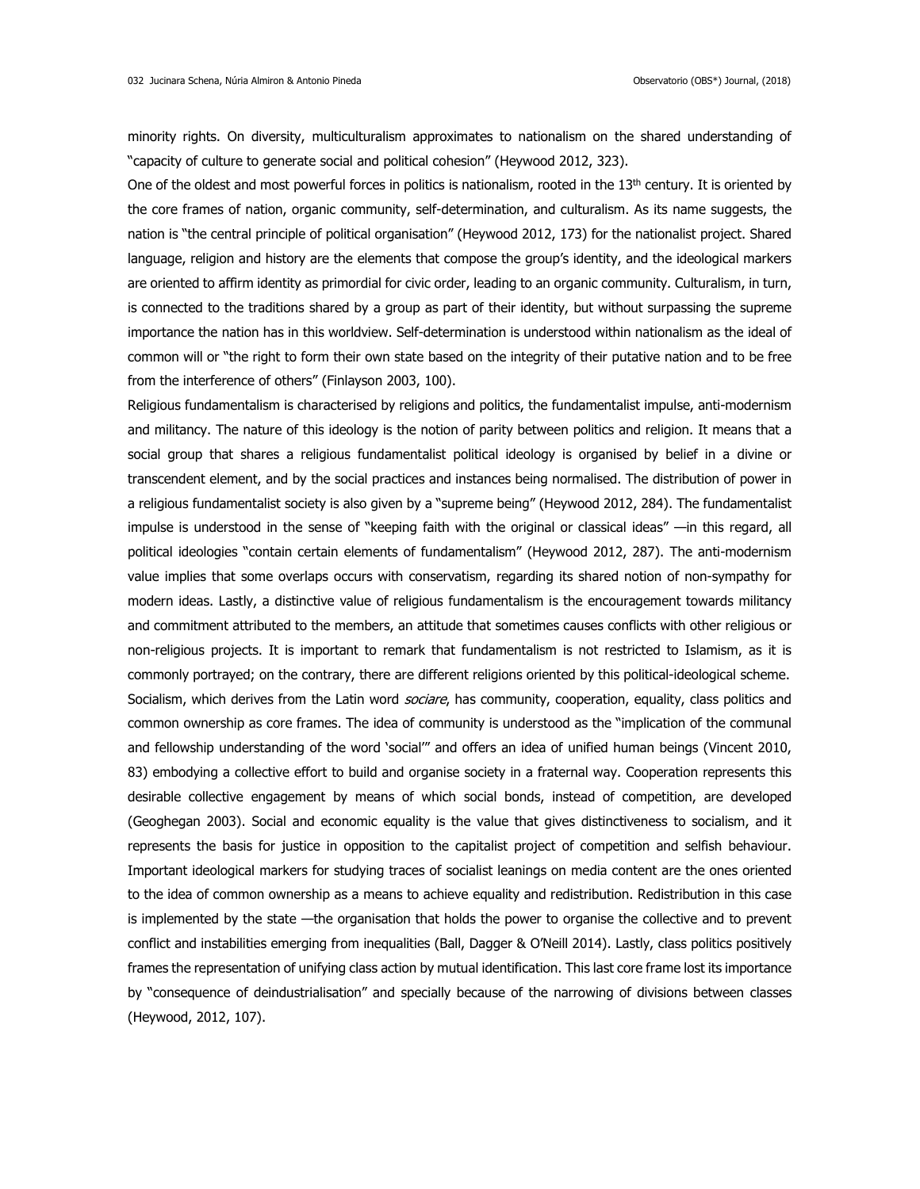minority rights. On diversity, multiculturalism approximates to nationalism on the shared understanding of "capacity of culture to generate social and political cohesion" (Heywood 2012, 323).

One of the oldest and most powerful forces in politics is nationalism, rooted in the 13th century. It is oriented by the core frames of nation, organic community, self-determination, and culturalism. As its name suggests, the nation is "the central principle of political organisation" (Heywood 2012, 173) for the nationalist project. Shared language, religion and history are the elements that compose the group's identity, and the ideological markers are oriented to affirm identity as primordial for civic order, leading to an organic community. Culturalism, in turn, is connected to the traditions shared by a group as part of their identity, but without surpassing the supreme importance the nation has in this worldview. Self-determination is understood within nationalism as the ideal of common will or "the right to form their own state based on the integrity of their putative nation and to be free from the interference of others" (Finlayson 2003, 100).

Religious fundamentalism is characterised by religions and politics, the fundamentalist impulse, anti-modernism and militancy. The nature of this ideology is the notion of parity between politics and religion. It means that a social group that shares a religious fundamentalist political ideology is organised by belief in a divine or transcendent element, and by the social practices and instances being normalised. The distribution of power in a religious fundamentalist society is also given by a "supreme being" (Heywood 2012, 284). The fundamentalist impulse is understood in the sense of "keeping faith with the original or classical ideas" —in this regard, all political ideologies "contain certain elements of fundamentalism" (Heywood 2012, 287). The anti-modernism value implies that some overlaps occurs with conservatism, regarding its shared notion of non-sympathy for modern ideas. Lastly, a distinctive value of religious fundamentalism is the encouragement towards militancy and commitment attributed to the members, an attitude that sometimes causes conflicts with other religious or non-religious projects. It is important to remark that fundamentalism is not restricted to Islamism, as it is commonly portrayed; on the contrary, there are different religions oriented by this political-ideological scheme.

Socialism, which derives from the Latin word *sociare*, has community, cooperation, equality, class politics and common ownership as core frames. The idea of community is understood as the "implication of the communal and fellowship understanding of the word 'social'" and offers an idea of unified human beings (Vincent 2010, 83) embodying a collective effort to build and organise society in a fraternal way. Cooperation represents this desirable collective engagement by means of which social bonds, instead of competition, are developed (Geoghegan 2003). Social and economic equality is the value that gives distinctiveness to socialism, and it represents the basis for justice in opposition to the capitalist project of competition and selfish behaviour. Important ideological markers for studying traces of socialist leanings on media content are the ones oriented to the idea of common ownership as a means to achieve equality and redistribution. Redistribution in this case is implemented by the state —the organisation that holds the power to organise the collective and to prevent conflict and instabilities emerging from inequalities (Ball, Dagger & O'Neill 2014). Lastly, class politics positively frames the representation of unifying class action by mutual identification. This last core frame lost its importance by "consequence of deindustrialisation" and specially because of the narrowing of divisions between classes (Heywood, 2012, 107).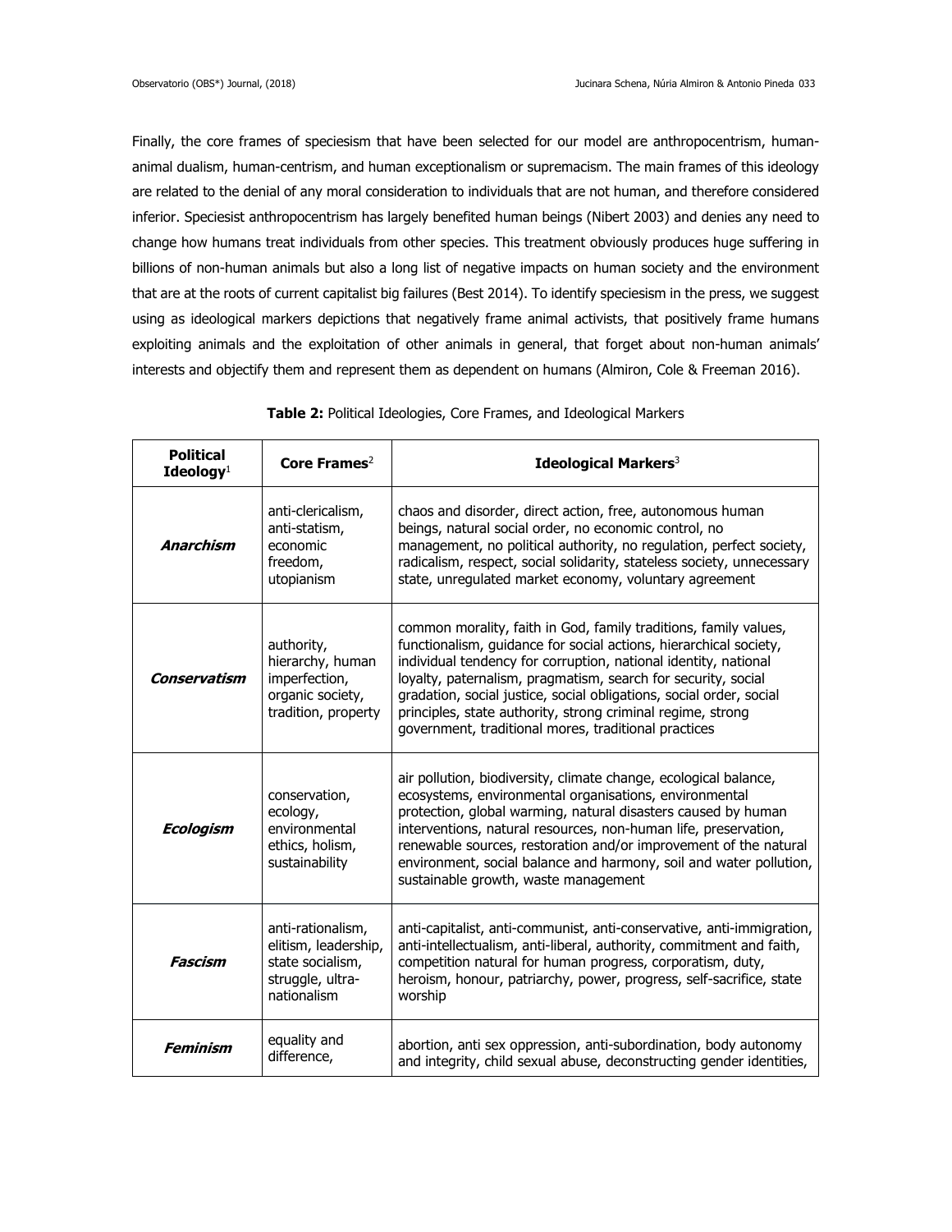Finally, the core frames of speciesism that have been selected for our model are anthropocentrism, human-animal dualism, human-centrism, and human exceptionalism or supremacism. The main frames of this ideology are related to the denial of any moral consideration to individuals that are not human, and therefore considered inferior. Speciesist anthropocentrism has largely benefited human beings (Nibert 2003) and denies any need to change how humans treat individuals from other species. This treatment obviously produces huge suffering in billions of non-human animals but also a long list of negative impacts on human society and the environment that are at the roots of current capitalist big failures (Best 2014). To identify speciesism in the press, we suggest using as ideological markers depictions that negatively frame animal activists, that positively frame humans exploiting animals and the exploitation of other animals in general, that forget about non-human animals' interests and objectify them and represent them as dependent on humans (Almiron, Cole & Freeman 2016).

**Table 2:** Political Ideologies, Core Frames, and Ideological Markers

| **Political Ideology**[1] | **Core Frames**[2] | **Ideological Markers**[3] |
|---|---|---|
| ***Anarchism*** | anti-clericalism, anti-statism, economic freedom, utopianism | chaos and disorder, direct action, free, autonomous human beings, natural social order, no economic control, no management, no political authority, no regulation, perfect society, radicalism, respect, social solidarity, stateless society, unnecessary state, unregulated market economy, voluntary agreement |
| ***Conservatism*** | authority, hierarchy, human imperfection, organic society, tradition, property | common morality, faith in God, family traditions, family values, functionalism, guidance for social actions, hierarchical society, individual tendency for corruption, national identity, national loyalty, paternalism, pragmatism, search for security, social gradation, social justice, social obligations, social order, social principles, state authority, strong criminal regime, strong government, traditional mores, traditional practices |
| ***Ecologism*** | conservation, ecology, environmental ethics, holism, sustainability | air pollution, biodiversity, climate change, ecological balance, ecosystems, environmental organisations, environmental protection, global warming, natural disasters caused by human interventions, natural resources, non-human life, preservation, renewable sources, restoration and/or improvement of the natural environment, social balance and harmony, soil and water pollution, sustainable growth, waste management |
| ***Fascism*** | anti-rationalism, elitism, leadership, state socialism, struggle, ultra-nationalism | anti-capitalist, anti-communist, anti-conservative, anti-immigration, anti-intellectualism, anti-liberal, authority, commitment and faith, competition natural for human progress, corporatism, duty, heroism, honour, patriarchy, power, progress, self-sacrifice, state worship |
| ***Feminism*** | equality and difference, | abortion, anti sex oppression, anti-subordination, body autonomy and integrity, child sexual abuse, deconstructing gender identities, |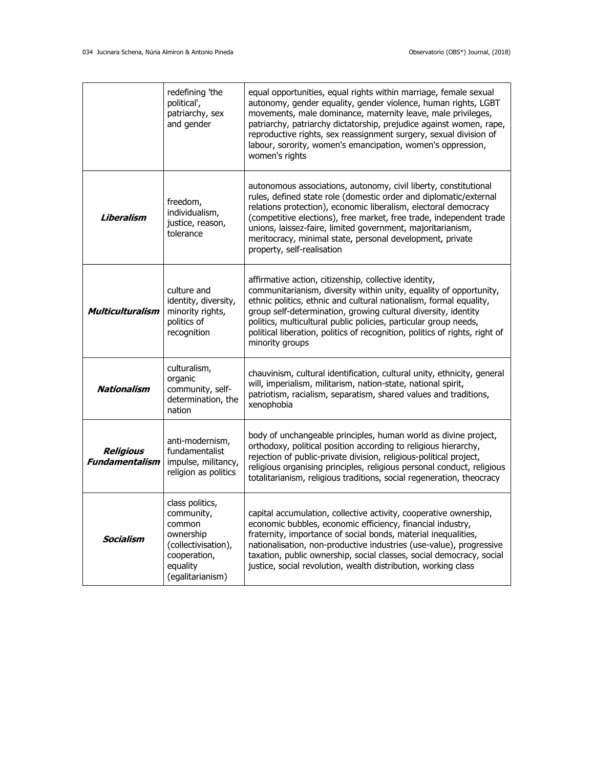| | | |
|---|---|---|
| | redefining 'the political', patriarchy, sex and gender | equal opportunities, equal rights within marriage, female sexual autonomy, gender equality, gender violence, human rights, LGBT movements, male dominance, maternity leave, male privileges, patriarchy, patriarchy dictatorship, prejudice against women, rape, reproductive rights, sex reassignment surgery, sexual division of labour, sorority, women's emancipation, women's oppression, women's rights |
| ***Liberalism*** | freedom, individualism, justice, reason, tolerance | autonomous associations, autonomy, civil liberty, constitutional rules, defined state role (domestic order and diplomatic/external relations protection), economic liberalism, electoral democracy (competitive elections), free market, free trade, independent trade unions, laissez-faire, limited government, majoritarianism, meritocracy, minimal state, personal development, private property, self-realisation |
| ***Multiculturalism*** | culture and identity, diversity, minority rights, politics of recognition | affirmative action, citizenship, collective identity, communitarianism, diversity within unity, equality of opportunity, ethnic politics, ethnic and cultural nationalism, formal equality, group self-determination, growing cultural diversity, identity politics, multicultural public policies, particular group needs, political liberation, politics of recognition, politics of rights, right of minority groups |
| ***Nationalism*** | culturalism, organic community, self-determination, the nation | chauvinism, cultural identification, cultural unity, ethnicity, general will, imperialism, militarism, nation-state, national spirit, patriotism, racialism, separatism, shared values and traditions, xenophobia |
| ***Religious Fundamentalism*** | anti-modernism, fundamentalist impulse, militancy, religion as politics | body of unchangeable principles, human world as divine project, orthodoxy, political position according to religious hierarchy, rejection of public-private division, religious-political project, religious organising principles, religious personal conduct, religious totalitarianism, religious traditions, social regeneration, theocracy |
| ***Socialism*** | class politics, community, common ownership (collectivisation), cooperation, equality (egalitarianism) | capital accumulation, collective activity, cooperative ownership, economic bubbles, economic efficiency, financial industry, fraternity, importance of social bonds, material inequalities, nationalisation, non-productive industries (use-value), progressive taxation, public ownership, social classes, social democracy, social justice, social revolution, wealth distribution, working class |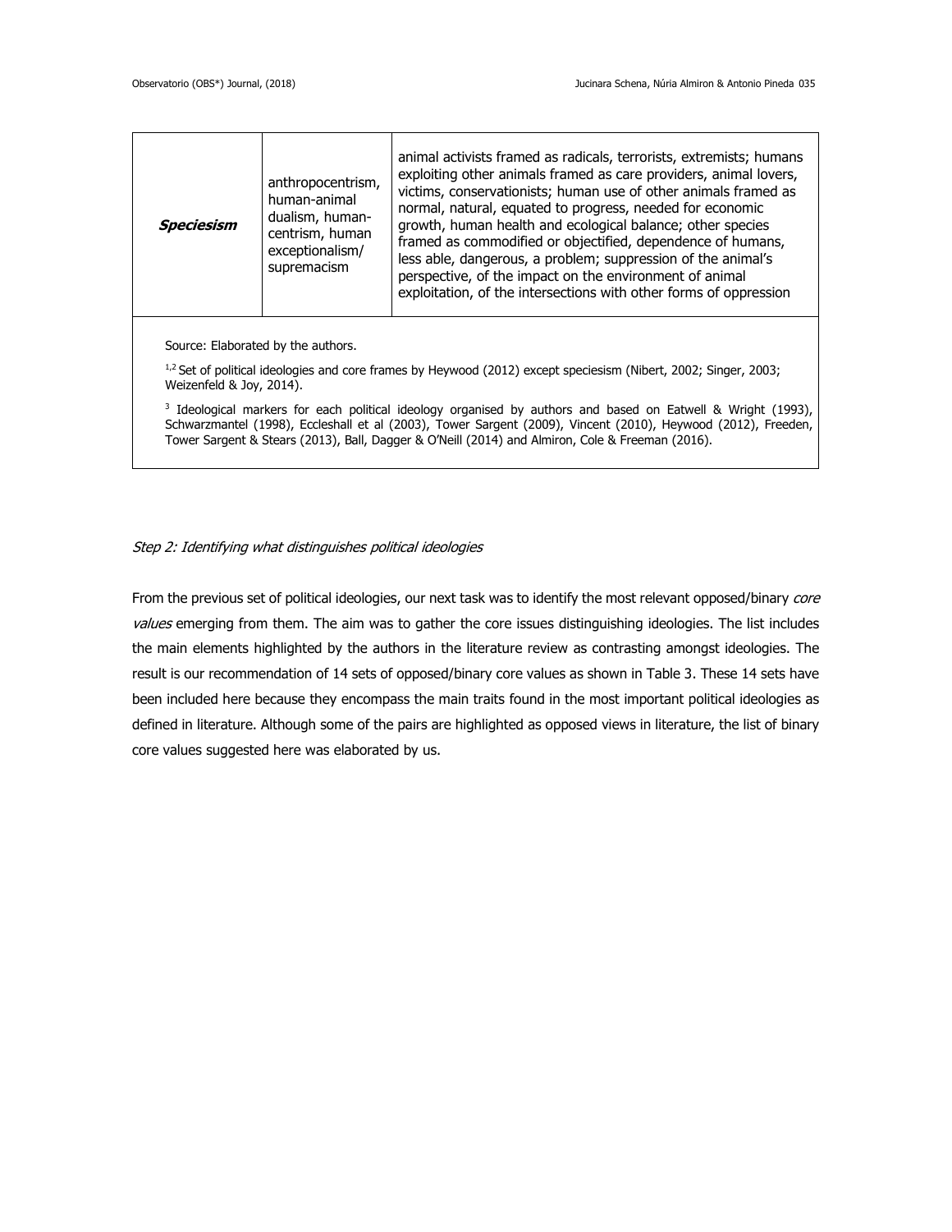| **Speciesism** | anthropocentrism, human-animal dualism, human-centrism, human exceptionalism/ supremacism | animal activists framed as radicals, terrorists, extremists; humans exploiting other animals framed as care providers, animal lovers, victims, conservationists; human use of other animals framed as normal, natural, equated to progress, needed for economic growth, human health and ecological balance; other species framed as commodified or objectified, dependence of humans, less able, dangerous, a problem; suppression of the animal's perspective, of the impact on the environment of animal exploitation, of the intersections with other forms of oppression |
|---|---|---|

Source: Elaborated by the authors.

[1,2] Set of political ideologies and core frames by Heywood (2012) except speciesism (Nibert, 2002; Singer, 2003; Weizenfeld & Joy, 2014).

[3] Ideological markers for each political ideology organised by authors and based on Eatwell & Wright (1993), Schwarzmantel (1998), Eccleshall et al (2003), Tower Sargent (2009), Vincent (2010), Heywood (2012), Freeden, Tower Sargent & Stears (2013), Ball, Dagger & O'Neill (2014) and Almiron, Cole & Freeman (2016).

*Step 2: Identifying what distinguishes political ideologies*

From the previous set of political ideologies, our next task was to identify the most relevant opposed/binary *core values* emerging from them. The aim was to gather the core issues distinguishing ideologies. The list includes the main elements highlighted by the authors in the literature review as contrasting amongst ideologies. The result is our recommendation of 14 sets of opposed/binary core values as shown in Table 3. These 14 sets have been included here because they encompass the main traits found in the most important political ideologies as defined in literature. Although some of the pairs are highlighted as opposed views in literature, the list of binary core values suggested here was elaborated by us.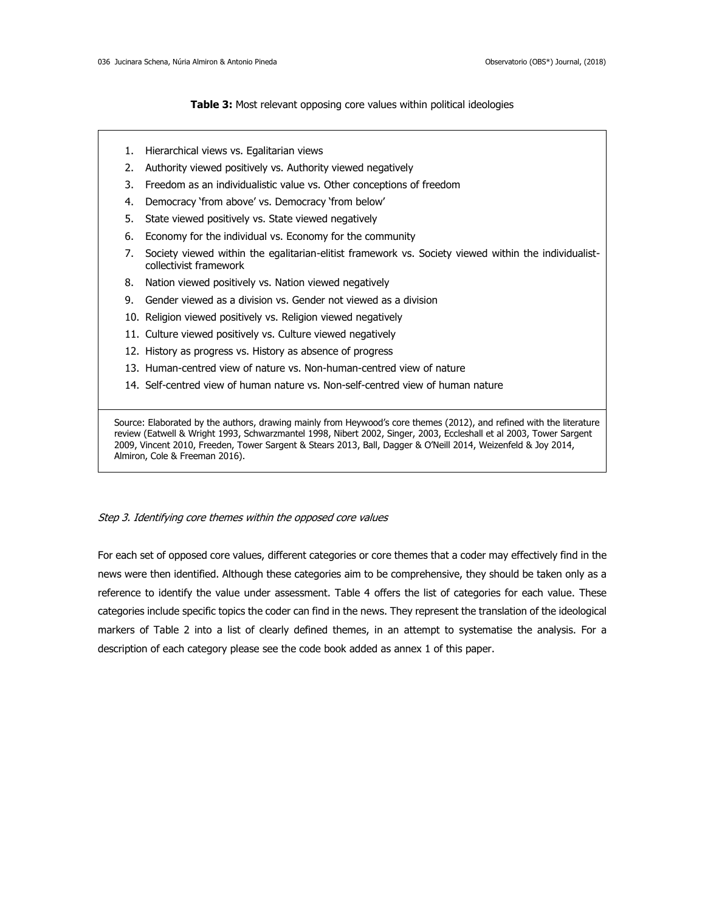**Table 3:** Most relevant opposing core values within political ideologies

1. Hierarchical views vs. Egalitarian views
2. Authority viewed positively vs. Authority viewed negatively
3. Freedom as an individualistic value vs. Other conceptions of freedom
4. Democracy 'from above' vs. Democracy 'from below'
5. State viewed positively vs. State viewed negatively
6. Economy for the individual vs. Economy for the community
7. Society viewed within the egalitarian-elitist framework vs. Society viewed within the individualist-collectivist framework
8. Nation viewed positively vs. Nation viewed negatively
9. Gender viewed as a division vs. Gender not viewed as a division
10. Religion viewed positively vs. Religion viewed negatively
11. Culture viewed positively vs. Culture viewed negatively
12. History as progress vs. History as absence of progress
13. Human-centred view of nature vs. Non-human-centred view of nature
14. Self-centred view of human nature vs. Non-self-centred view of human nature

Source: Elaborated by the authors, drawing mainly from Heywood's core themes (2012), and refined with the literature review (Eatwell & Wright 1993, Schwarzmantel 1998, Nibert 2002, Singer, 2003, Eccleshall et al 2003, Tower Sargent 2009, Vincent 2010, Freeden, Tower Sargent & Stears 2013, Ball, Dagger & O'Neill 2014, Weizenfeld & Joy 2014, Almiron, Cole & Freeman 2016).

*Step 3. Identifying core themes within the opposed core values*

For each set of opposed core values, different categories or core themes that a coder may effectively find in the news were then identified. Although these categories aim to be comprehensive, they should be taken only as a reference to identify the value under assessment. Table 4 offers the list of categories for each value. These categories include specific topics the coder can find in the news. They represent the translation of the ideological markers of Table 2 into a list of clearly defined themes, in an attempt to systematise the analysis. For a description of each category please see the code book added as annex 1 of this paper.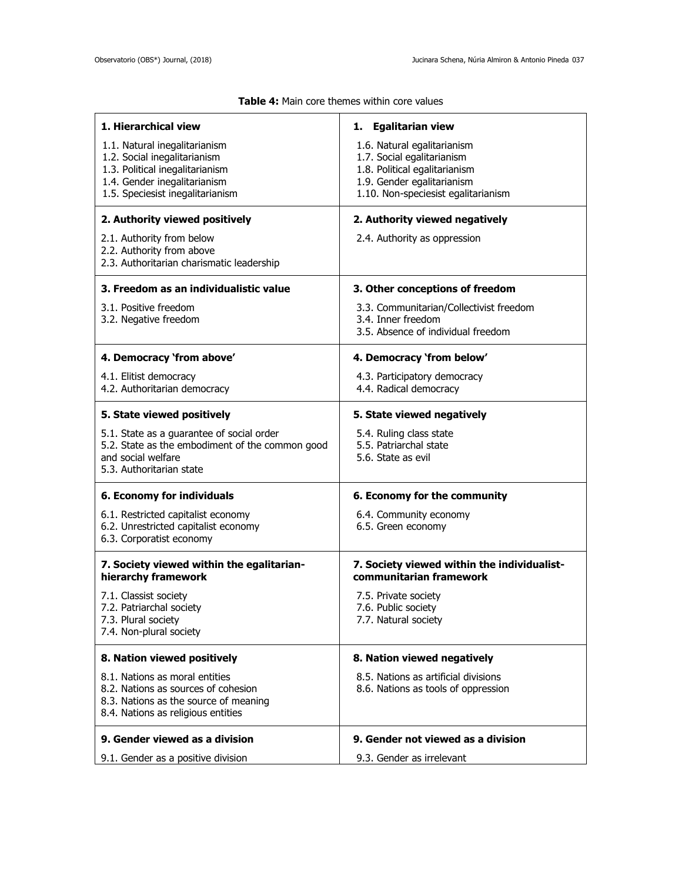**Table 4:** Main core themes within core values

| | |
|---|---|
| **1. Hierarchical view**<br>1.1. Natural inegalitarianism<br>1.2. Social inegalitarianism<br>1.3. Political inegalitarianism<br>1.4. Gender inegalitarianism<br>1.5. Speciesist inegalitarianism | **1. Egalitarian view**<br>1.6. Natural egalitarianism<br>1.7. Social egalitarianism<br>1.8. Political egalitarianism<br>1.9. Gender egalitarianism<br>1.10. Non-speciesist egalitarianism |
| **2. Authority viewed positively**<br>2.1. Authority from below<br>2.2. Authority from above<br>2.3. Authoritarian charismatic leadership | **2. Authority viewed negatively**<br>2.4. Authority as oppression |
| **3. Freedom as an individualistic value**<br>3.1. Positive freedom<br>3.2. Negative freedom | **3. Other conceptions of freedom**<br>3.3. Communitarian/Collectivist freedom<br>3.4. Inner freedom<br>3.5. Absence of individual freedom |
| **4. Democracy 'from above'**<br>4.1. Elitist democracy<br>4.2. Authoritarian democracy | **4. Democracy 'from below'**<br>4.3. Participatory democracy<br>4.4. Radical democracy |
| **5. State viewed positively**<br>5.1. State as a guarantee of social order<br>5.2. State as the embodiment of the common good and social welfare<br>5.3. Authoritarian state | **5. State viewed negatively**<br>5.4. Ruling class state<br>5.5. Patriarchal state<br>5.6. State as evil |
| **6. Economy for individuals**<br>6.1. Restricted capitalist economy<br>6.2. Unrestricted capitalist economy<br>6.3. Corporatist economy | **6. Economy for the community**<br>6.4. Community economy<br>6.5. Green economy |
| **7. Society viewed within the egalitarian-hierarchy framework**<br>7.1. Classist society<br>7.2. Patriarchal society<br>7.3. Plural society<br>7.4. Non-plural society | **7. Society viewed within the individualist-communitarian framework**<br>7.5. Private society<br>7.6. Public society<br>7.7. Natural society |
| **8. Nation viewed positively**<br>8.1. Nations as moral entities<br>8.2. Nations as sources of cohesion<br>8.3. Nations as the source of meaning<br>8.4. Nations as religious entities | **8. Nation viewed negatively**<br>8.5. Nations as artificial divisions<br>8.6. Nations as tools of oppression |
| **9. Gender viewed as a division**<br>9.1. Gender as a positive division | **9. Gender not viewed as a division**<br>9.3. Gender as irrelevant |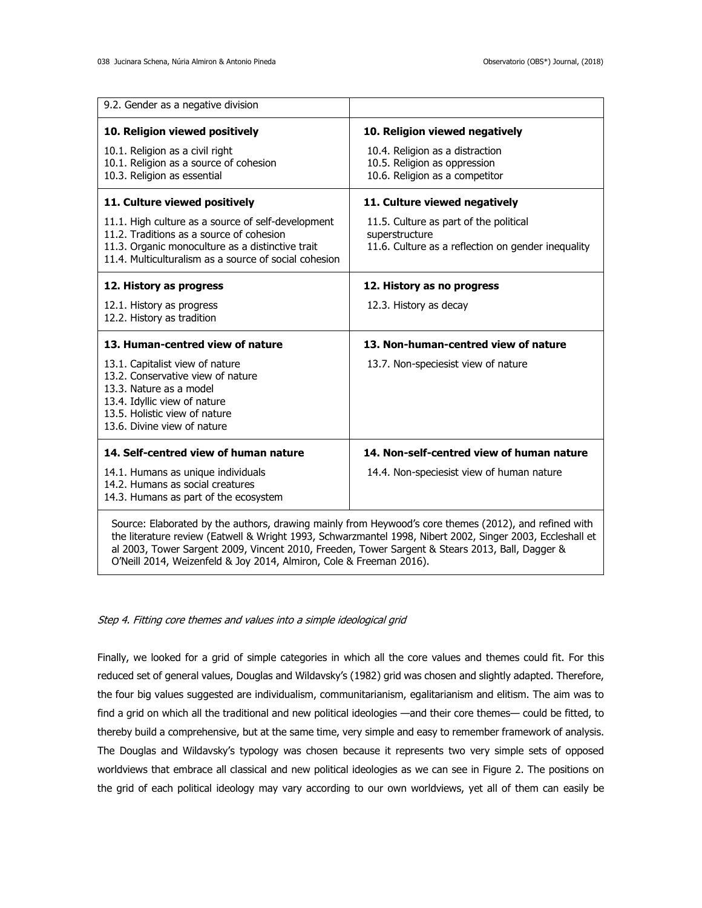| | |
|---|---|
| 9.2. Gender as a negative division | |
| **10. Religion viewed positively**<br>10.1. Religion as a civil right<br>10.1. Religion as a source of cohesion<br>10.3. Religion as essential | **10. Religion viewed negatively**<br>10.4. Religion as a distraction<br>10.5. Religion as oppression<br>10.6. Religion as a competitor |
| **11. Culture viewed positively**<br>11.1. High culture as a source of self-development<br>11.2. Traditions as a source of cohesion<br>11.3. Organic monoculture as a distinctive trait<br>11.4. Multiculturalism as a source of social cohesion | **11. Culture viewed negatively**<br>11.5. Culture as part of the political superstructure<br>11.6. Culture as a reflection on gender inequality |
| **12. History as progress**<br>12.1. History as progress<br>12.2. History as tradition | **12. History as no progress**<br>12.3. History as decay |
| **13. Human-centred view of nature**<br>13.1. Capitalist view of nature<br>13.2. Conservative view of nature<br>13.3. Nature as a model<br>13.4. Idyllic view of nature<br>13.5. Holistic view of nature<br>13.6. Divine view of nature | **13. Non-human-centred view of nature**<br>13.7. Non-speciesist view of nature |
| **14. Self-centred view of human nature**<br>14.1. Humans as unique individuals<br>14.2. Humans as social creatures<br>14.3. Humans as part of the ecosystem | **14. Non-self-centred view of human nature**<br>14.4. Non-speciesist view of human nature |

Source: Elaborated by the authors, drawing mainly from Heywood's core themes (2012), and refined with the literature review (Eatwell & Wright 1993, Schwarzmantel 1998, Nibert 2002, Singer 2003, Eccleshall et al 2003, Tower Sargent 2009, Vincent 2010, Freeden, Tower Sargent & Stears 2013, Ball, Dagger & O'Neill 2014, Weizenfeld & Joy 2014, Almiron, Cole & Freeman 2016).

*Step 4. Fitting core themes and values into a simple ideological grid*

Finally, we looked for a grid of simple categories in which all the core values and themes could fit. For this reduced set of general values, Douglas and Wildavsky's (1982) grid was chosen and slightly adapted. Therefore, the four big values suggested are individualism, communitarianism, egalitarianism and elitism. The aim was to find a grid on which all the traditional and new political ideologies —and their core themes— could be fitted, to thereby build a comprehensive, but at the same time, very simple and easy to remember framework of analysis. The Douglas and Wildavsky's typology was chosen because it represents two very simple sets of opposed worldviews that embrace all classical and new political ideologies as we can see in Figure 2. The positions on the grid of each political ideology may vary according to our own worldviews, yet all of them can easily be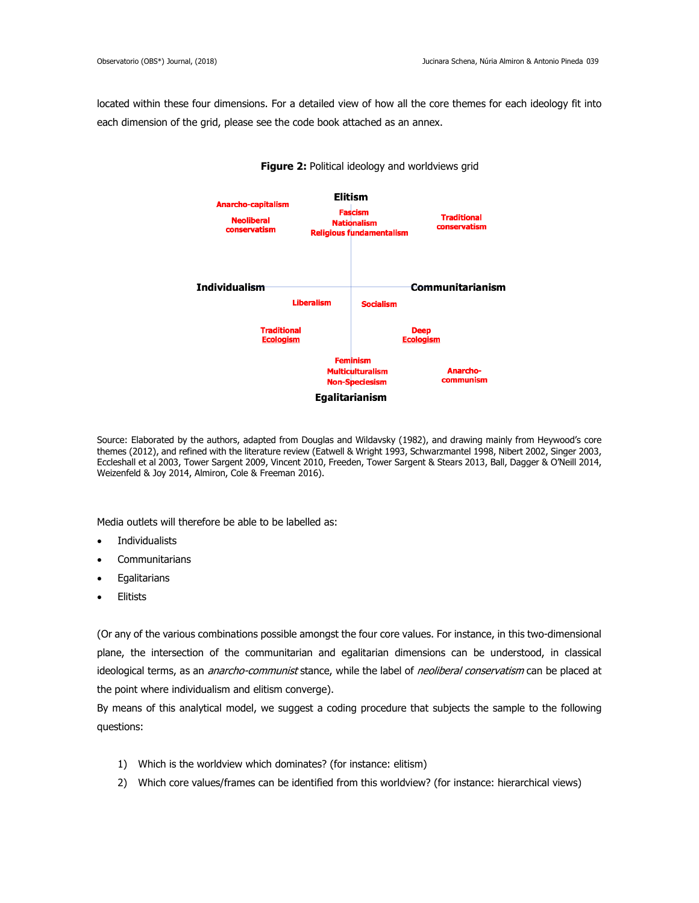located within these four dimensions. For a detailed view of how all the core themes for each ideology fit into each dimension of the grid, please see the code book attached as an annex.

**Figure 2:** Political ideology and worldviews grid

Elitism

Anarcho-capitalism

Neoliberal conservatism

Fascism
Nationalism
Religious fundamentalism

Traditional conservatism

Individualism

Communitarianism

Liberalism

Socialism

Traditional Ecologism

Deep Ecologism

Feminism
Multiculturalism
Non-Speciesism

Anarcho-communism

Egalitarianism

Source: Elaborated by the authors, adapted from Douglas and Wildavsky (1982), and drawing mainly from Heywood's core themes (2012), and refined with the literature review (Eatwell & Wright 1993, Schwarzmantel 1998, Nibert 2002, Singer 2003, Eccleshall et al 2003, Tower Sargent 2009, Vincent 2010, Freeden, Tower Sargent & Stears 2013, Ball, Dagger & O'Neill 2014, Weizenfeld & Joy 2014, Almiron, Cole & Freeman 2016).

Media outlets will therefore be able to be labelled as:

- Individualists
- Communitarians
- Egalitarians
- Elitists

(Or any of the various combinations possible amongst the four core values. For instance, in this two-dimensional plane, the intersection of the communitarian and egalitarian dimensions can be understood, in classical ideological terms, as an *anarcho-communist* stance, while the label of *neoliberal conservatism* can be placed at the point where individualism and elitism converge).

By means of this analytical model, we suggest a coding procedure that subjects the sample to the following questions:

1) Which is the worldview which dominates? (for instance: elitism)
2) Which core values/frames can be identified from this worldview? (for instance: hierarchical views)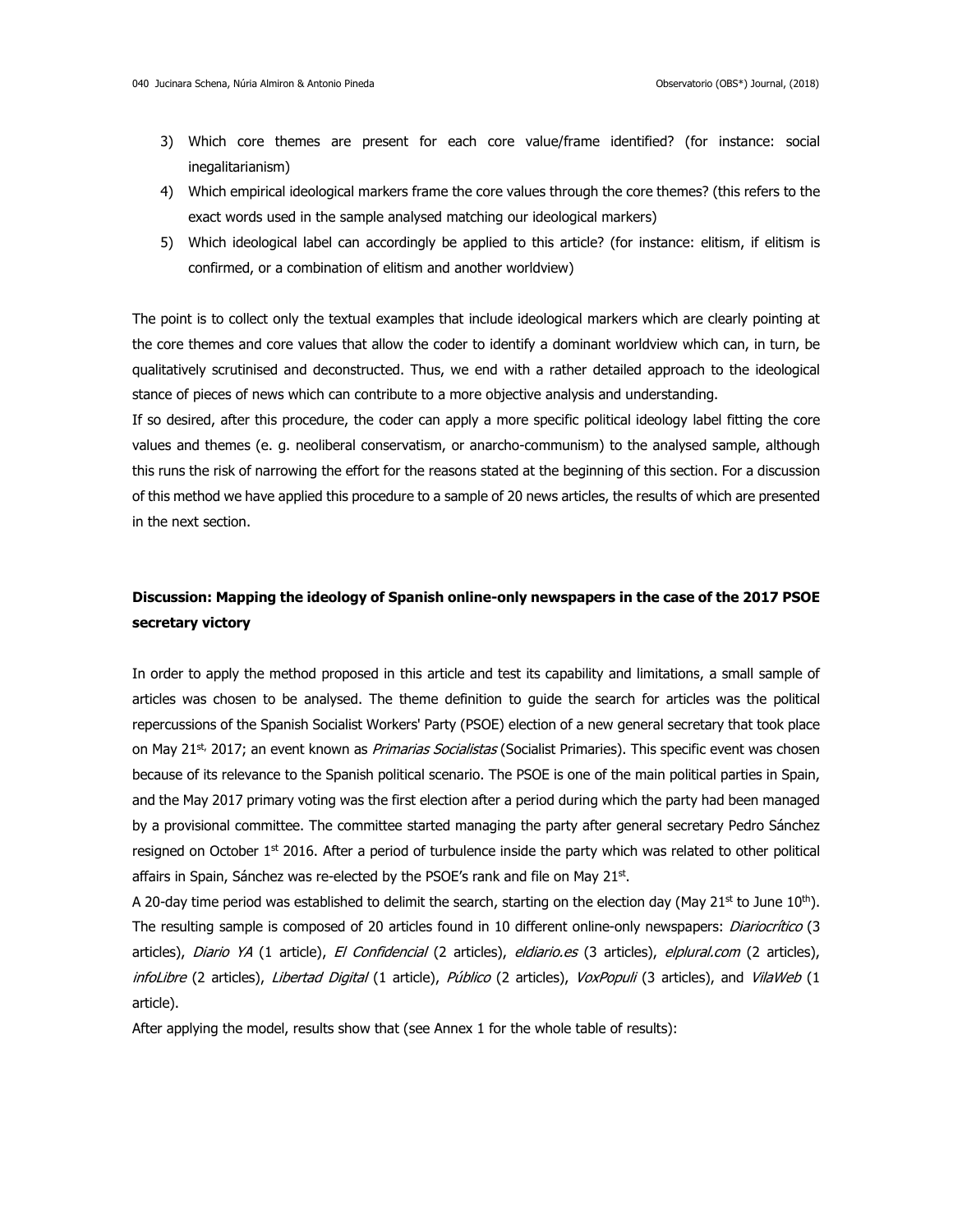3) Which core themes are present for each core value/frame identified? (for instance: social inegalitarianism)
4) Which empirical ideological markers frame the core values through the core themes? (this refers to the exact words used in the sample analysed matching our ideological markers)
5) Which ideological label can accordingly be applied to this article? (for instance: elitism, if elitism is confirmed, or a combination of elitism and another worldview)

The point is to collect only the textual examples that include ideological markers which are clearly pointing at the core themes and core values that allow the coder to identify a dominant worldview which can, in turn, be qualitatively scrutinised and deconstructed. Thus, we end with a rather detailed approach to the ideological stance of pieces of news which can contribute to a more objective analysis and understanding.

If so desired, after this procedure, the coder can apply a more specific political ideology label fitting the core values and themes (e. g. neoliberal conservatism, or anarcho-communism) to the analysed sample, although this runs the risk of narrowing the effort for the reasons stated at the beginning of this section. For a discussion of this method we have applied this procedure to a sample of 20 news articles, the results of which are presented in the next section.

## Discussion: Mapping the ideology of Spanish online-only newspapers in the case of the 2017 PSOE secretary victory

In order to apply the method proposed in this article and test its capability and limitations, a small sample of articles was chosen to be analysed. The theme definition to guide the search for articles was the political repercussions of the Spanish Socialist Workers' Party (PSOE) election of a new general secretary that took place on May 21st, 2017; an event known as *Primarias Socialistas* (Socialist Primaries). This specific event was chosen because of its relevance to the Spanish political scenario. The PSOE is one of the main political parties in Spain, and the May 2017 primary voting was the first election after a period during which the party had been managed by a provisional committee. The committee started managing the party after general secretary Pedro Sánchez resigned on October 1st 2016. After a period of turbulence inside the party which was related to other political affairs in Spain, Sánchez was re-elected by the PSOE's rank and file on May 21st.

A 20-day time period was established to delimit the search, starting on the election day (May 21st to June 10th). The resulting sample is composed of 20 articles found in 10 different online-only newspapers: *Diariocrítico* (3 articles), *Diario YA* (1 article), *El Confidencial* (2 articles), *eldiario.es* (3 articles), *elplural.com* (2 articles), *infoLibre* (2 articles), *Libertad Digital* (1 article), *Público* (2 articles), *VoxPopuli* (3 articles), and *VilaWeb* (1 article).

After applying the model, results show that (see Annex 1 for the whole table of results):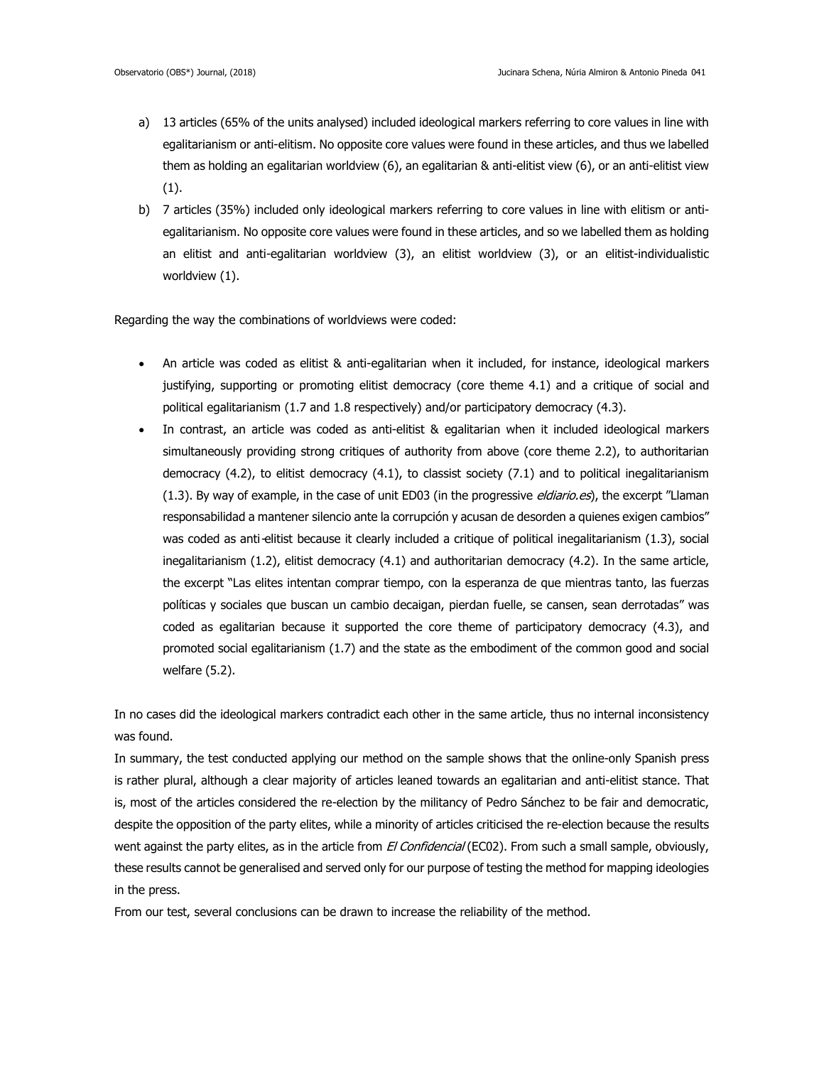a) 13 articles (65% of the units analysed) included ideological markers referring to core values in line with egalitarianism or anti-elitism. No opposite core values were found in these articles, and thus we labelled them as holding an egalitarian worldview (6), an egalitarian & anti-elitist view (6), or an anti-elitist view (1).
b) 7 articles (35%) included only ideological markers referring to core values in line with elitism or anti-egalitarianism. No opposite core values were found in these articles, and so we labelled them as holding an elitist and anti-egalitarian worldview (3), an elitist worldview (3), or an elitist-individualistic worldview (1).

Regarding the way the combinations of worldviews were coded:

- An article was coded as elitist & anti-egalitarian when it included, for instance, ideological markers justifying, supporting or promoting elitist democracy (core theme 4.1) and a critique of social and political egalitarianism (1.7 and 1.8 respectively) and/or participatory democracy (4.3).
- In contrast, an article was coded as anti-elitist & egalitarian when it included ideological markers simultaneously providing strong critiques of authority from above (core theme 2.2), to authoritarian democracy (4.2), to elitist democracy (4.1), to classist society (7.1) and to political inegalitarianism (1.3). By way of example, in the case of unit ED03 (in the progressive *eldiario.es*), the excerpt "Llaman responsabilidad a mantener silencio ante la corrupción y acusan de desorden a quienes exigen cambios" was coded as anti-elitist because it clearly included a critique of political inegalitarianism (1.3), social inegalitarianism (1.2), elitist democracy (4.1) and authoritarian democracy (4.2). In the same article, the excerpt "Las elites intentan comprar tiempo, con la esperanza de que mientras tanto, las fuerzas políticas y sociales que buscan un cambio decaigan, pierdan fuelle, se cansen, sean derrotadas" was coded as egalitarian because it supported the core theme of participatory democracy (4.3), and promoted social egalitarianism (1.7) and the state as the embodiment of the common good and social welfare (5.2).

In no cases did the ideological markers contradict each other in the same article, thus no internal inconsistency was found.

In summary, the test conducted applying our method on the sample shows that the online-only Spanish press is rather plural, although a clear majority of articles leaned towards an egalitarian and anti-elitist stance. That is, most of the articles considered the re-election by the militancy of Pedro Sánchez to be fair and democratic, despite the opposition of the party elites, while a minority of articles criticised the re-election because the results went against the party elites, as in the article from *El Confidencial* (EC02). From such a small sample, obviously, these results cannot be generalised and served only for our purpose of testing the method for mapping ideologies in the press.

From our test, several conclusions can be drawn to increase the reliability of the method.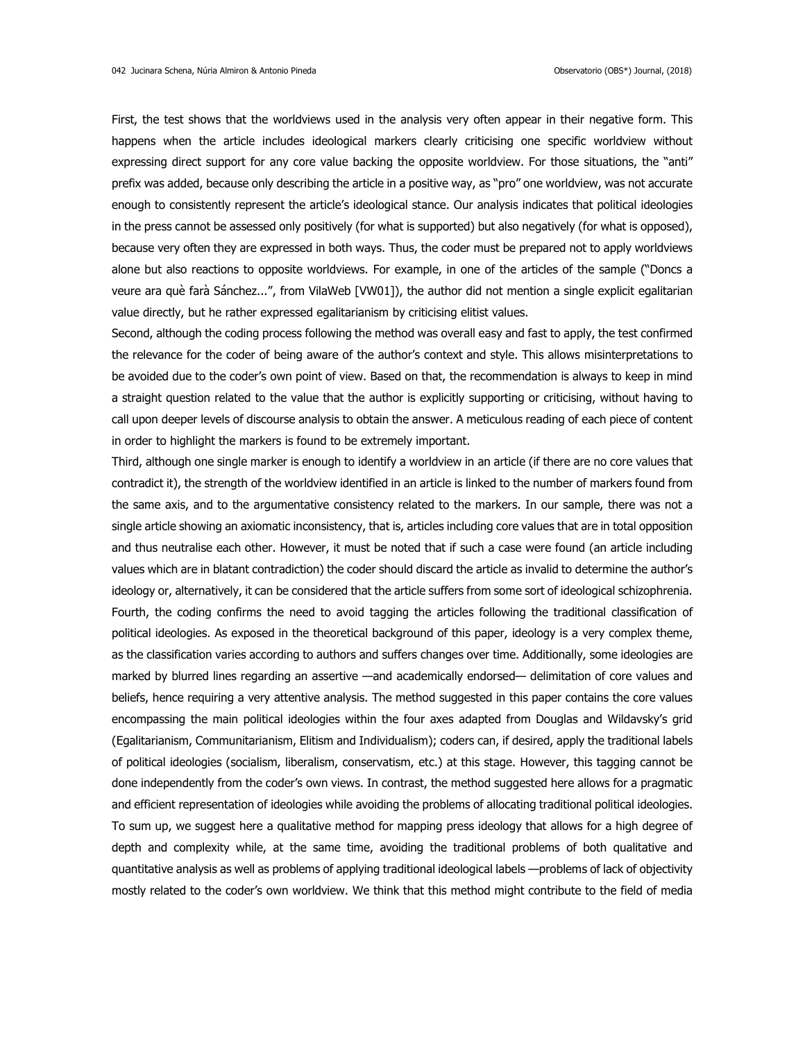First, the test shows that the worldviews used in the analysis very often appear in their negative form. This happens when the article includes ideological markers clearly criticising one specific worldview without expressing direct support for any core value backing the opposite worldview. For those situations, the "anti" prefix was added, because only describing the article in a positive way, as "pro" one worldview, was not accurate enough to consistently represent the article's ideological stance. Our analysis indicates that political ideologies in the press cannot be assessed only positively (for what is supported) but also negatively (for what is opposed), because very often they are expressed in both ways. Thus, the coder must be prepared not to apply worldviews alone but also reactions to opposite worldviews. For example, in one of the articles of the sample ("Doncs a veure ara què farà Sánchez...", from VilaWeb [VW01]), the author did not mention a single explicit egalitarian value directly, but he rather expressed egalitarianism by criticising elitist values.

Second, although the coding process following the method was overall easy and fast to apply, the test confirmed the relevance for the coder of being aware of the author's context and style. This allows misinterpretations to be avoided due to the coder's own point of view. Based on that, the recommendation is always to keep in mind a straight question related to the value that the author is explicitly supporting or criticising, without having to call upon deeper levels of discourse analysis to obtain the answer. A meticulous reading of each piece of content in order to highlight the markers is found to be extremely important.

Third, although one single marker is enough to identify a worldview in an article (if there are no core values that contradict it), the strength of the worldview identified in an article is linked to the number of markers found from the same axis, and to the argumentative consistency related to the markers. In our sample, there was not a single article showing an axiomatic inconsistency, that is, articles including core values that are in total opposition and thus neutralise each other. However, it must be noted that if such a case were found (an article including values which are in blatant contradiction) the coder should discard the article as invalid to determine the author's ideology or, alternatively, it can be considered that the article suffers from some sort of ideological schizophrenia.

Fourth, the coding confirms the need to avoid tagging the articles following the traditional classification of political ideologies. As exposed in the theoretical background of this paper, ideology is a very complex theme, as the classification varies according to authors and suffers changes over time. Additionally, some ideologies are marked by blurred lines regarding an assertive —and academically endorsed— delimitation of core values and beliefs, hence requiring a very attentive analysis. The method suggested in this paper contains the core values encompassing the main political ideologies within the four axes adapted from Douglas and Wildavsky's grid (Egalitarianism, Communitarianism, Elitism and Individualism); coders can, if desired, apply the traditional labels of political ideologies (socialism, liberalism, conservatism, etc.) at this stage. However, this tagging cannot be done independently from the coder's own views. In contrast, the method suggested here allows for a pragmatic and efficient representation of ideologies while avoiding the problems of allocating traditional political ideologies.

To sum up, we suggest here a qualitative method for mapping press ideology that allows for a high degree of depth and complexity while, at the same time, avoiding the traditional problems of both qualitative and quantitative analysis as well as problems of applying traditional ideological labels —problems of lack of objectivity mostly related to the coder's own worldview. We think that this method might contribute to the field of media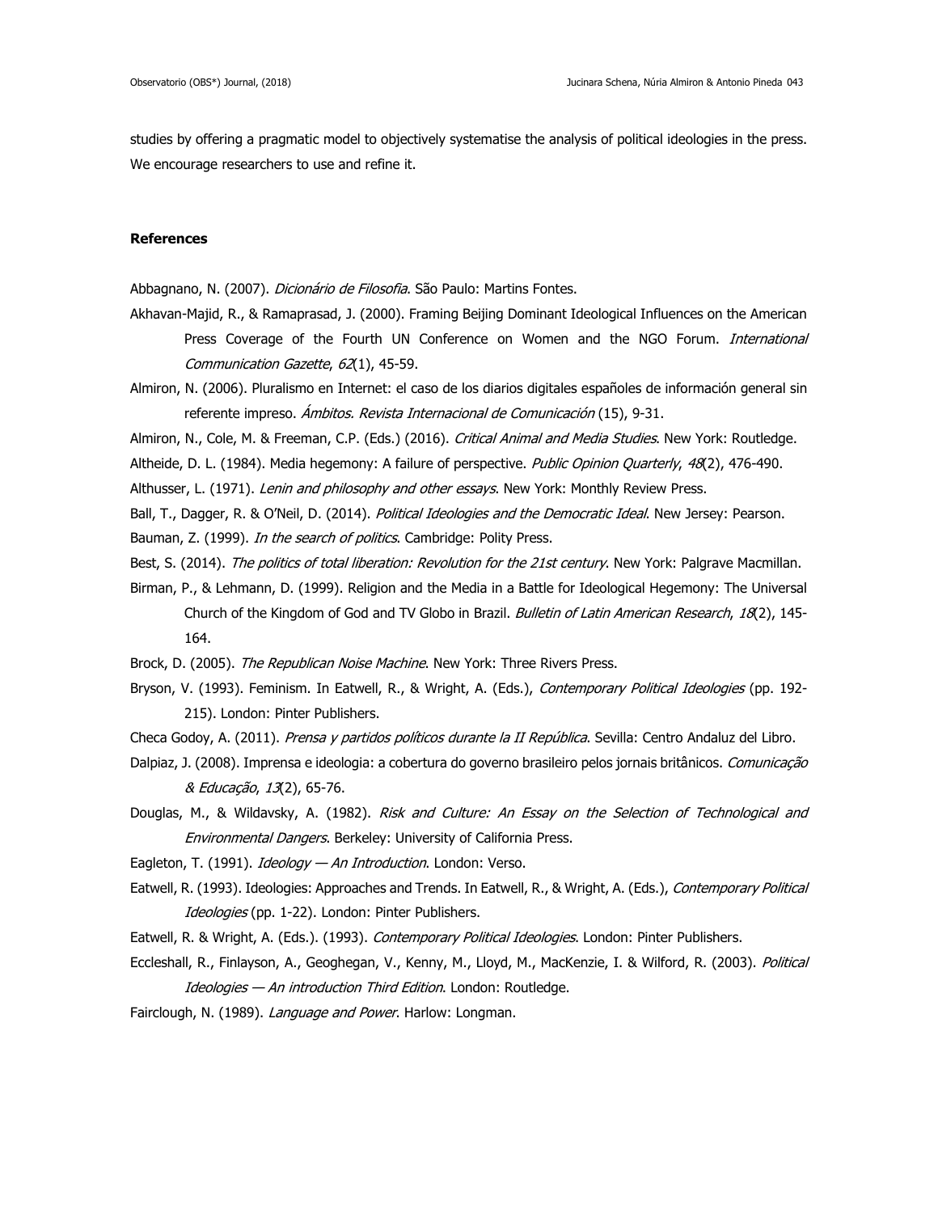studies by offering a pragmatic model to objectively systematise the analysis of political ideologies in the press. We encourage researchers to use and refine it.

**References**

Abbagnano, N. (2007). *Dicionário de Filosofia*. São Paulo: Martins Fontes.

Akhavan-Majid, R., & Ramaprasad, J. (2000). Framing Beijing Dominant Ideological Influences on the American Press Coverage of the Fourth UN Conference on Women and the NGO Forum. *International Communication Gazette*, *62*(1), 45-59.

Almiron, N. (2006). Pluralismo en Internet: el caso de los diarios digitales españoles de información general sin referente impreso. *Ámbitos. Revista Internacional de Comunicación* (15), 9-31.

Almiron, N., Cole, M. & Freeman, C.P. (Eds.) (2016). *Critical Animal and Media Studies*. New York: Routledge.

Altheide, D. L. (1984). Media hegemony: A failure of perspective. *Public Opinion Quarterly*, *48*(2), 476-490.

Althusser, L. (1971). *Lenin and philosophy and other essays*. New York: Monthly Review Press.

Ball, T., Dagger, R. & O'Neil, D. (2014). *Political Ideologies and the Democratic Ideal*. New Jersey: Pearson.

Bauman, Z. (1999). *In the search of politics*. Cambridge: Polity Press.

Best, S. (2014). *The politics of total liberation: Revolution for the 21st century*. New York: Palgrave Macmillan.

Birman, P., & Lehmann, D. (1999). Religion and the Media in a Battle for Ideological Hegemony: The Universal Church of the Kingdom of God and TV Globo in Brazil. *Bulletin of Latin American Research*, *18*(2), 145-164.

Brock, D. (2005). *The Republican Noise Machine*. New York: Three Rivers Press.

Bryson, V. (1993). Feminism. In Eatwell, R., & Wright, A. (Eds.), *Contemporary Political Ideologies* (pp. 192-215). London: Pinter Publishers.

Checa Godoy, A. (2011). *Prensa y partidos políticos durante la II República*. Sevilla: Centro Andaluz del Libro.

Dalpiaz, J. (2008). Imprensa e ideologia: a cobertura do governo brasileiro pelos jornais britânicos. *Comunicação & Educação*, *13*(2), 65-76.

Douglas, M., & Wildavsky, A. (1982). *Risk and Culture: An Essay on the Selection of Technological and Environmental Dangers*. Berkeley: University of California Press.

Eagleton, T. (1991). *Ideology — An Introduction*. London: Verso.

Eatwell, R. (1993). Ideologies: Approaches and Trends. In Eatwell, R., & Wright, A. (Eds.), *Contemporary Political Ideologies* (pp. 1-22). London: Pinter Publishers.

Eatwell, R. & Wright, A. (Eds.). (1993). *Contemporary Political Ideologies*. London: Pinter Publishers.

Eccleshall, R., Finlayson, A., Geoghegan, V., Kenny, M., Lloyd, M., MacKenzie, I. & Wilford, R. (2003). *Political Ideologies — An introduction Third Edition*. London: Routledge.

Fairclough, N. (1989). *Language and Power*. Harlow: Longman.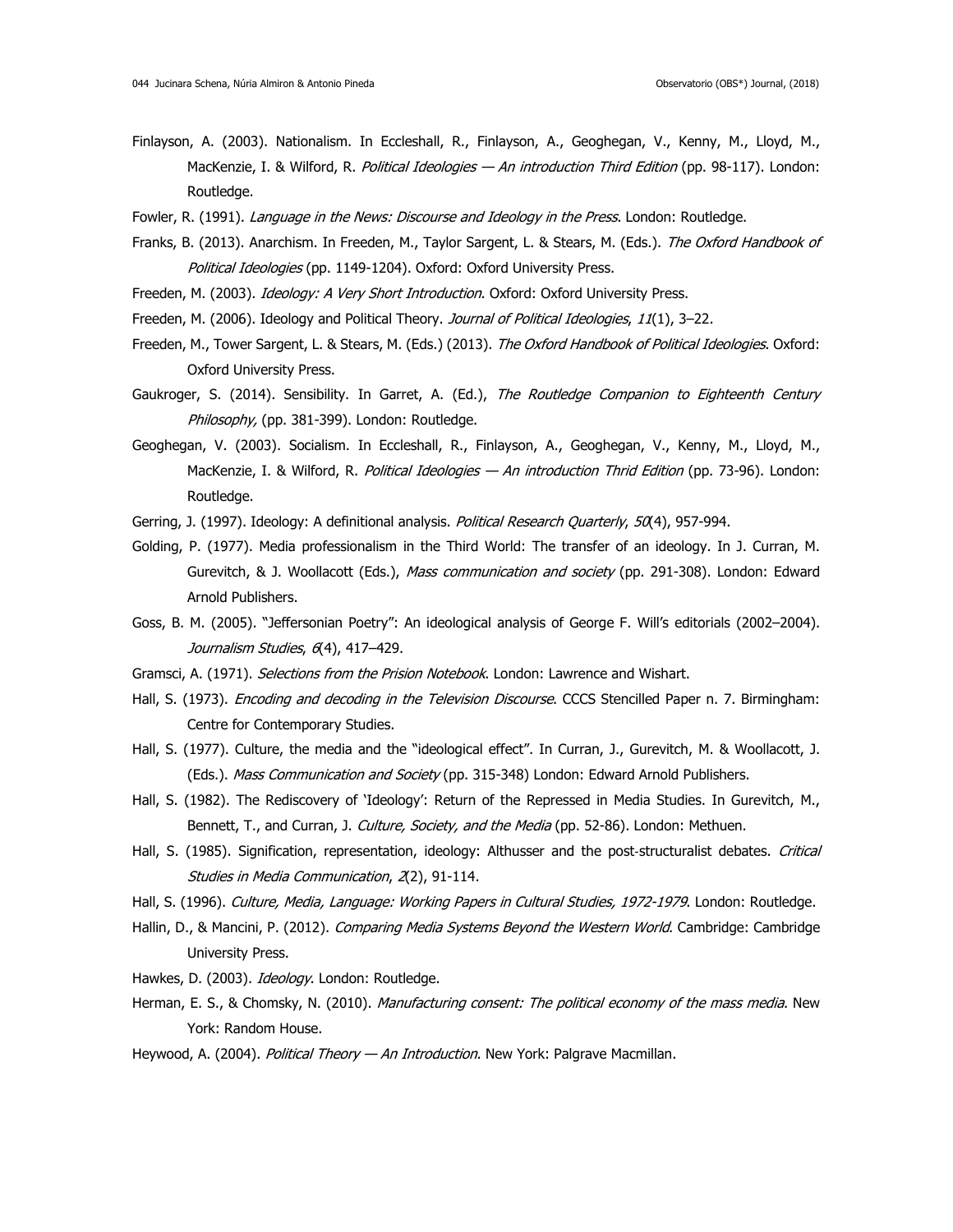Finlayson, A. (2003). Nationalism. In Eccleshall, R., Finlayson, A., Geoghegan, V., Kenny, M., Lloyd, M., MacKenzie, I. & Wilford, R. *Political Ideologies — An introduction Third Edition* (pp. 98-117). London: Routledge.

Fowler, R. (1991). *Language in the News: Discourse and Ideology in the Press*. London: Routledge.

Franks, B. (2013). Anarchism. In Freeden, M., Taylor Sargent, L. & Stears, M. (Eds.). *The Oxford Handbook of Political Ideologies* (pp. 1149-1204). Oxford: Oxford University Press.

Freeden, M. (2003). *Ideology: A Very Short Introduction*. Oxford: Oxford University Press.

Freeden, M. (2006). Ideology and Political Theory. *Journal of Political Ideologies*, *11*(1), 3–22.

Freeden, M., Tower Sargent, L. & Stears, M. (Eds.) (2013). *The Oxford Handbook of Political Ideologies*. Oxford: Oxford University Press.

Gaukroger, S. (2014). Sensibility. In Garret, A. (Ed.), *The Routledge Companion to Eighteenth Century Philosophy,* (pp. 381-399). London: Routledge.

Geoghegan, V. (2003). Socialism. In Eccleshall, R., Finlayson, A., Geoghegan, V., Kenny, M., Lloyd, M., MacKenzie, I. & Wilford, R. *Political Ideologies — An introduction Thrid Edition* (pp. 73-96). London: Routledge.

Gerring, J. (1997). Ideology: A definitional analysis. *Political Research Quarterly*, *50*(4), 957-994.

Golding, P. (1977). Media professionalism in the Third World: The transfer of an ideology. In J. Curran, M. Gurevitch, & J. Woollacott (Eds.), *Mass communication and society* (pp. 291-308). London: Edward Arnold Publishers.

Goss, B. M. (2005). "Jeffersonian Poetry": An ideological analysis of George F. Will's editorials (2002–2004). *Journalism Studies*, *6*(4), 417–429.

Gramsci, A. (1971). *Selections from the Prision Notebook*. London: Lawrence and Wishart.

Hall, S. (1973). *Encoding and decoding in the Television Discourse*. CCCS Stencilled Paper n. 7. Birmingham: Centre for Contemporary Studies.

Hall, S. (1977). Culture, the media and the "ideological effect". In Curran, J., Gurevitch, M. & Woollacott, J. (Eds.). *Mass Communication and Society* (pp. 315-348) London: Edward Arnold Publishers.

Hall, S. (1982). The Rediscovery of 'Ideology': Return of the Repressed in Media Studies. In Gurevitch, M., Bennett, T., and Curran, J. *Culture, Society, and the Media* (pp. 52-86). London: Methuen.

Hall, S. (1985). Signification, representation, ideology: Althusser and the post-structuralist debates. *Critical Studies in Media Communication*, *2*(2), 91-114.

Hall, S. (1996). *Culture, Media, Language: Working Papers in Cultural Studies, 1972-1979*. London: Routledge.

Hallin, D., & Mancini, P. (2012). *Comparing Media Systems Beyond the Western World*. Cambridge: Cambridge University Press.

Hawkes, D. (2003). *Ideology*. London: Routledge.

Herman, E. S., & Chomsky, N. (2010). *Manufacturing consent: The political economy of the mass media*. New York: Random House.

Heywood, A. (2004). *Political Theory — An Introduction*. New York: Palgrave Macmillan.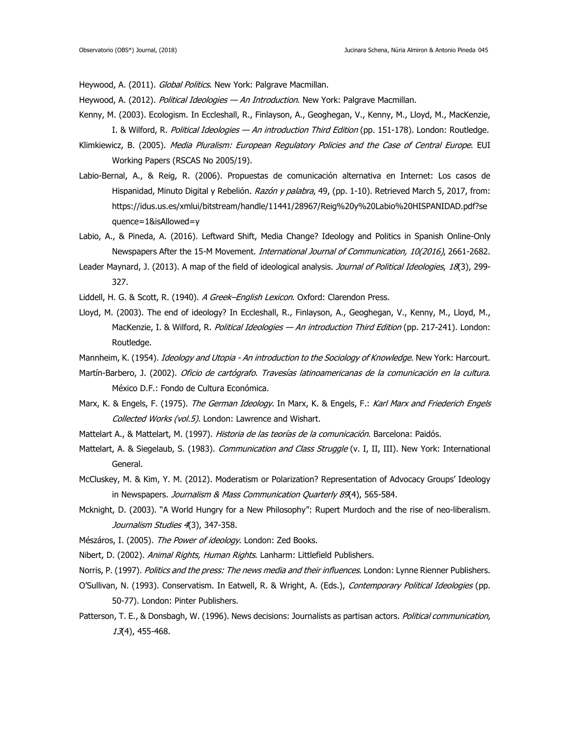Heywood, A. (2011). *Global Politics*. New York: Palgrave Macmillan.

Heywood, A. (2012). *Political Ideologies — An Introduction*. New York: Palgrave Macmillan.

Kenny, M. (2003). Ecologism. In Eccleshall, R., Finlayson, A., Geoghegan, V., Kenny, M., Lloyd, M., MacKenzie, I. & Wilford, R. *Political Ideologies — An introduction Third Edition* (pp. 151-178). London: Routledge.

Klimkiewicz, B. (2005). *Media Pluralism: European Regulatory Policies and the Case of Central Europe*. EUI Working Papers (RSCAS No 2005/19).

Labio-Bernal, A., & Reig, R. (2006). Propuestas de comunicación alternativa en Internet: Los casos de Hispanidad, Minuto Digital y Rebelión. *Razón y palabra*, 49, (pp. 1-10). Retrieved March 5, 2017, from: https://idus.us.es/xmlui/bitstream/handle/11441/28967/Reig%20y%20Labio%20HISPANIDAD.pdf?sequence=1&isAllowed=y

Labio, A., & Pineda, A. (2016). Leftward Shift, Media Change? Ideology and Politics in Spanish Online-Only Newspapers After the 15-M Movement. *International Journal of Communication, 10(2016)*, 2661-2682.

Leader Maynard, J. (2013). A map of the field of ideological analysis. *Journal of Political Ideologies*, *18*(3), 299-327.

Liddell, H. G. & Scott, R. (1940). *A Greek–English Lexicon*. Oxford: Clarendon Press.

Lloyd, M. (2003). The end of ideology? In Eccleshall, R., Finlayson, A., Geoghegan, V., Kenny, M., Lloyd, M., MacKenzie, I. & Wilford, R. *Political Ideologies — An introduction Third Edition* (pp. 217-241). London: Routledge.

Mannheim, K. (1954). *Ideology and Utopia - An introduction to the Sociology of Knowledge*. New York: Harcourt.

Martín-Barbero, J. (2002). *Oficio de cartógrafo. Travesías latinoamericanas de la comunicación en la cultura*. México D.F.: Fondo de Cultura Económica.

Marx, K. & Engels, F. (1975). *The German Ideology*. In Marx, K. & Engels, F.: *Karl Marx and Friederich Engels Collected Works (vol.5)*. London: Lawrence and Wishart.

Mattelart A., & Mattelart, M. (1997). *Historia de las teorías de la comunicación*. Barcelona: Paidós.

Mattelart, A. & Siegelaub, S. (1983). *Communication and Class Struggle* (v. I, II, III). New York: International General.

McCluskey, M. & Kim, Y. M. (2012). Moderatism or Polarization? Representation of Advocacy Groups' Ideology in Newspapers. *Journalism & Mass Communication Quarterly 89*(4), 565-584.

Mcknight, D. (2003). "A World Hungry for a New Philosophy": Rupert Murdoch and the rise of neo-liberalism. *Journalism Studies 4*(3), 347-358.

Mészáros, I. (2005). *The Power of ideology*. London: Zed Books.

Nibert, D. (2002). *Animal Rights, Human Rights*. Lanharm: Littlefield Publishers.

Norris, P. (1997). *Politics and the press: The news media and their influences*. London: Lynne Rienner Publishers.

O'Sullivan, N. (1993). Conservatism. In Eatwell, R. & Wright, A. (Eds.), *Contemporary Political Ideologies* (pp. 50-77). London: Pinter Publishers.

Patterson, T. E., & Donsbagh, W. (1996). News decisions: Journalists as partisan actors. *Political communication*, *13*(4), 455-468.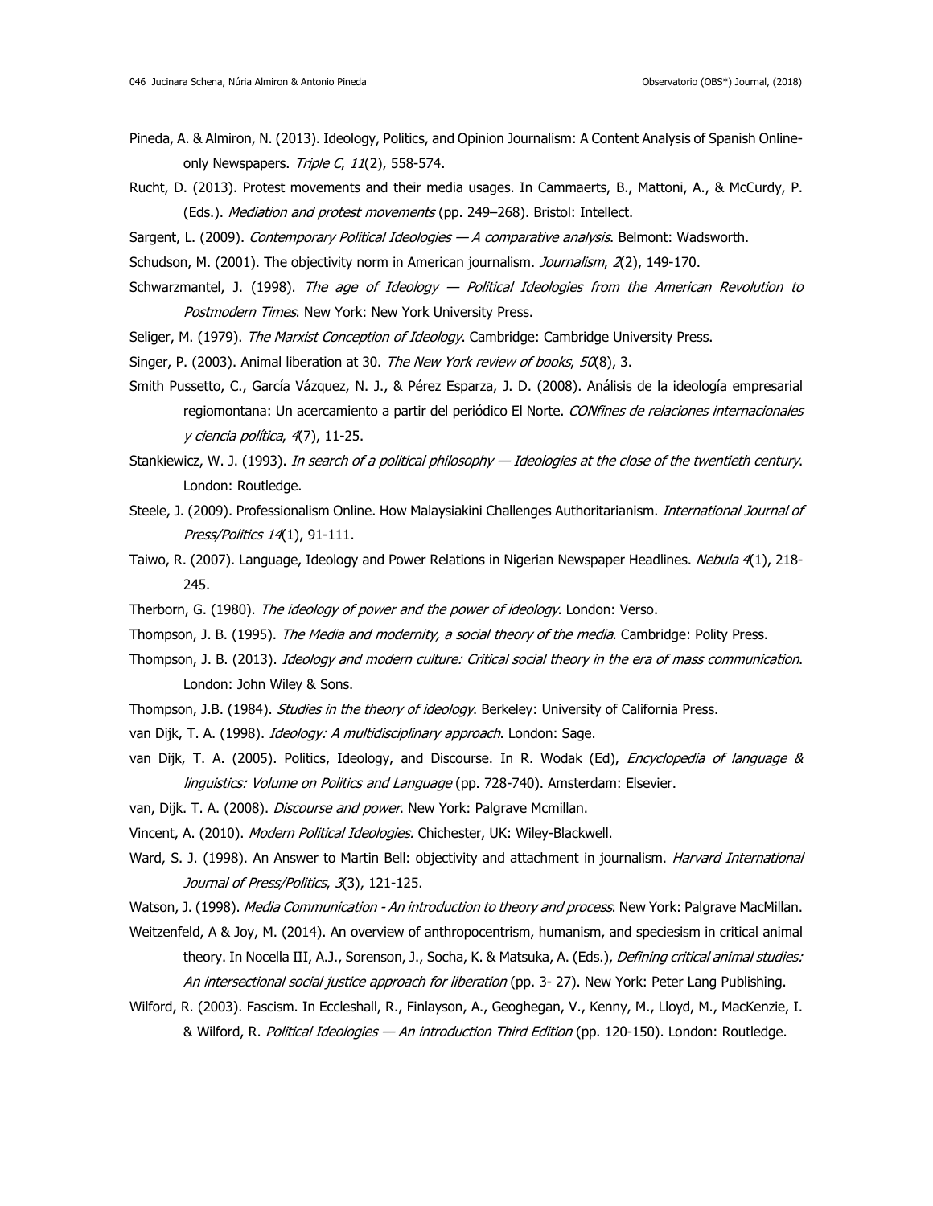Pineda, A. & Almiron, N. (2013). Ideology, Politics, and Opinion Journalism: A Content Analysis of Spanish Online-only Newspapers. *Triple C*, *11*(2), 558-574.

Rucht, D. (2013). Protest movements and their media usages. In Cammaerts, B., Mattoni, A., & McCurdy, P. (Eds.). *Mediation and protest movements* (pp. 249–268). Bristol: Intellect.

Sargent, L. (2009). *Contemporary Political Ideologies — A comparative analysis*. Belmont: Wadsworth.

Schudson, M. (2001). The objectivity norm in American journalism. *Journalism*, *2*(2), 149-170.

Schwarzmantel, J. (1998). *The age of Ideology — Political Ideologies from the American Revolution to Postmodern Times*. New York: New York University Press.

Seliger, M. (1979). *The Marxist Conception of Ideology*. Cambridge: Cambridge University Press.

Singer, P. (2003). Animal liberation at 30. *The New York review of books*, *50*(8), 3.

Smith Pussetto, C., García Vázquez, N. J., & Pérez Esparza, J. D. (2008). Análisis de la ideología empresarial regiomontana: Un acercamiento a partir del periódico El Norte. *CONfines de relaciones internacionales y ciencia política*, *4*(7), 11-25.

Stankiewicz, W. J. (1993). *In search of a political philosophy — Ideologies at the close of the twentieth century*. London: Routledge.

Steele, J. (2009). Professionalism Online. How Malaysiakini Challenges Authoritarianism. *International Journal of Press/Politics 14*(1), 91-111.

Taiwo, R. (2007). Language, Ideology and Power Relations in Nigerian Newspaper Headlines. *Nebula 4*(1), 218-245.

Therborn, G. (1980). *The ideology of power and the power of ideology*. London: Verso.

Thompson, J. B. (1995). *The Media and modernity, a social theory of the media*. Cambridge: Polity Press.

Thompson, J. B. (2013). *Ideology and modern culture: Critical social theory in the era of mass communication*. London: John Wiley & Sons.

Thompson, J.B. (1984). *Studies in the theory of ideology*. Berkeley: University of California Press.

van Dijk, T. A. (1998). *Ideology: A multidisciplinary approach*. London: Sage.

van Dijk, T. A. (2005). Politics, Ideology, and Discourse. In R. Wodak (Ed), *Encyclopedia of language & linguistics: Volume on Politics and Language* (pp. 728-740). Amsterdam: Elsevier.

van, Dijk. T. A. (2008). *Discourse and power*. New York: Palgrave Mcmillan.

Vincent, A. (2010). *Modern Political Ideologies.* Chichester, UK: Wiley-Blackwell.

Ward, S. J. (1998). An Answer to Martin Bell: objectivity and attachment in journalism. *Harvard International Journal of Press/Politics*, *3*(3), 121-125.

Watson, J. (1998). *Media Communication - An introduction to theory and process*. New York: Palgrave MacMillan.

Weitzenfeld, A & Joy, M. (2014). An overview of anthropocentrism, humanism, and speciesism in critical animal theory. In Nocella III, A.J., Sorenson, J., Socha, K. & Matsuka, A. (Eds.), *Defining critical animal studies: An intersectional social justice approach for liberation* (pp. 3- 27). New York: Peter Lang Publishing.

Wilford, R. (2003). Fascism. In Eccleshall, R., Finlayson, A., Geoghegan, V., Kenny, M., Lloyd, M., MacKenzie, I. & Wilford, R. *Political Ideologies — An introduction Third Edition* (pp. 120-150). London: Routledge.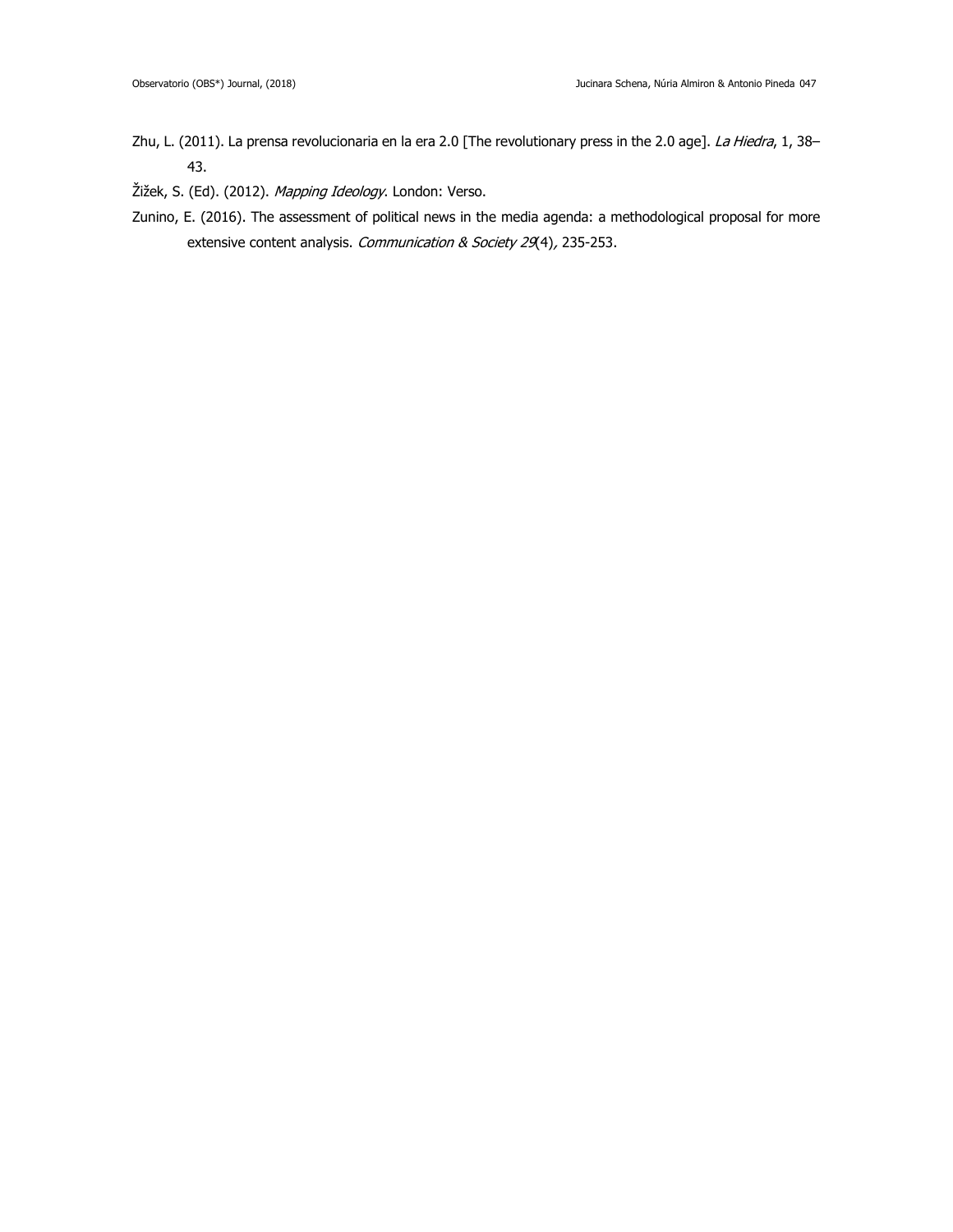Zhu, L. (2011). La prensa revolucionaria en la era 2.0 [The revolutionary press in the 2.0 age]. *La Hiedra*, 1, 38–43.

Žižek, S. (Ed). (2012). *Mapping Ideology*. London: Verso.

Zunino, E. (2016). The assessment of political news in the media agenda: a methodological proposal for more extensive content analysis. *Communication & Society 29*(4), 235-253.